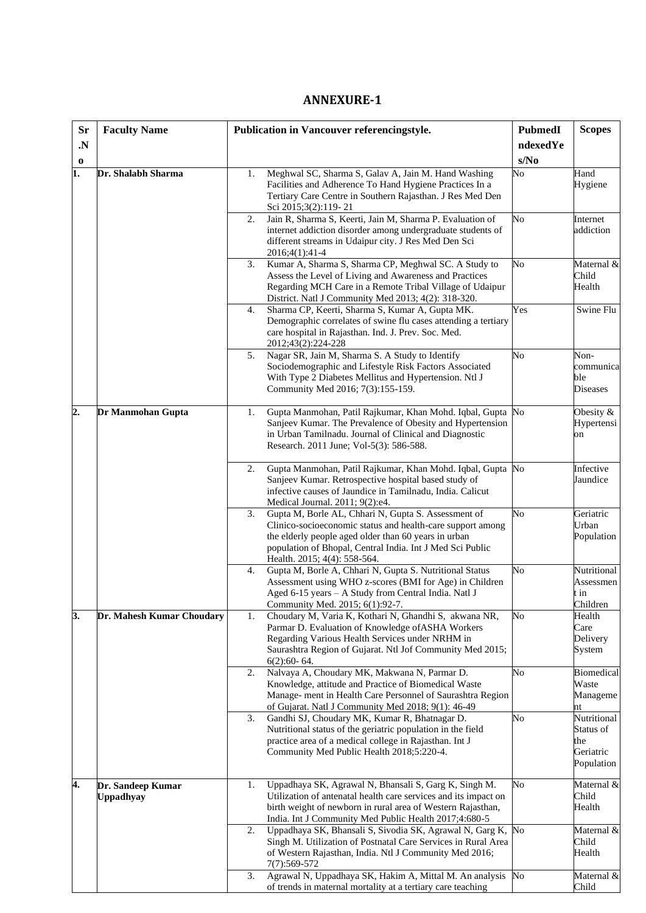# ANNEXURE-1

| Sr .No | Faculty Name | Publication in Vancouver referencingstyle. | PubmedIndexedYes/No | Scopes |
|---|---|---|---|---|
| 1. | Dr. Shalabh Sharma | 1. Meghwal SC, Sharma S, Galav A, Jain M. Hand Washing Facilities and Adherence To Hand Hygiene Practices In a Tertiary Care Centre in Southern Rajasthan. J Res Med Den Sci 2015;3(2):119- 21 | No | Hand Hygiene |
| | | 2. Jain R, Sharma S, Keerti, Jain M, Sharma P. Evaluation of internet addiction disorder among undergraduate students of different streams in Udaipur city. J Res Med Den Sci 2016;4(1):41-4 | No | Internet addiction |
| | | 3. Kumar A, Sharma S, Sharma CP, Meghwal SC. A Study to Assess the Level of Living and Awareness and Practices Regarding MCH Care in a Remote Tribal Village of Udaipur District. Natl J Community Med 2013; 4(2): 318-320. | No | Maternal & Child Health |
| | | 4. Sharma CP, Keerti, Sharma S, Kumar A, Gupta MK. Demographic correlates of swine flu cases attending a tertiary care hospital in Rajasthan. Ind. J. Prev. Soc. Med. 2012;43(2):224-228 | Yes | Swine Flu |
| | | 5. Nagar SR, Jain M, Sharma S. A Study to Identify Sociodemographic and Lifestyle Risk Factors Associated With Type 2 Diabetes Mellitus and Hypertension. Ntl J Community Med 2016; 7(3):155-159. | No | Non-communicable Diseases |
| 2. | Dr Manmohan Gupta | 1. Gupta Manmohan, Patil Rajkumar, Khan Mohd. Iqbal, Gupta Sanjeev Kumar. The Prevalence of Obesity and Hypertension in Urban Tamilnadu. Journal of Clinical and Diagnostic Research. 2011 June; Vol-5(3): 586-588. | No | Obesity & Hypertension |
| | | 2. Gupta Manmohan, Patil Rajkumar, Khan Mohd. Iqbal, Gupta Sanjeev Kumar. Retrospective hospital based study of infective causes of Jaundice in Tamilnadu, India. Calicut Medical Journal. 2011; 9(2):e4. | No | Infective Jaundice |
| | | 3. Gupta M, Borle AL, Chhari N, Gupta S. Assessment of Clinico-socioeconomic status and health-care support among the elderly people aged older than 60 years in urban population of Bhopal, Central India. Int J Med Sci Public Health. 2015; 4(4): 558-564. | No | Geriatric Urban Population |
| | | 4. Gupta M, Borle A, Chhari N, Gupta S. Nutritional Status Assessment using WHO z-scores (BMI for Age) in Children Aged 6-15 years – A Study from Central India. Natl J Community Med. 2015; 6(1):92-7. | No | Nutritional Assessment in Children |
| 3. | Dr. Mahesh Kumar Choudary | 1. Choudary M, Varia K, Kothari N, Ghandhi S, akwana NR, Parmar D. Evaluation of Knowledge ofASHA Workers Regarding Various Health Services under NRHM in Saurashtra Region of Gujarat. Ntl Jof Community Med 2015; 6(2):60- 64. | No | Health Care Delivery System |
| | | 2. Nalvaya A, Choudary MK, Makwana N, Parmar D. Knowledge, attitude and Practice of Biomedical Waste Manage- ment in Health Care Personnel of Saurashtra Region of Gujarat. Natl J Community Med 2018; 9(1): 46-49 | No | Biomedical Waste Management |
| | | 3. Gandhi SJ, Choudary MK, Kumar R, Bhatnagar D. Nutritional status of the geriatric population in the field practice area of a medical college in Rajasthan. Int J Community Med Public Health 2018;5:220-4. | No | Nutritional Status of the Geriatric Population |
| 4. | Dr. Sandeep Kumar Uppadhyay | 1. Uppadhaya SK, Agrawal N, Bhansali S, Garg K, Singh M. Utilization of antenatal health care services and its impact on birth weight of newborn in rural area of Western Rajasthan, India. Int J Community Med Public Health 2017;4:680-5 | No | Maternal & Child Health |
| | | 2. Uppadhaya SK, Bhansali S, Sivodia SK, Agrawal N, Garg K, Singh M. Utilization of Postnatal Care Services in Rural Area of Western Rajasthan, India. Ntl J Community Med 2016; 7(7):569-572 | No | Maternal & Child Health |
| | | 3. Agrawal N, Uppadhaya SK, Hakim A, Mittal M. An analysis of trends in maternal mortality at a tertiary care teaching | No | Maternal & Child |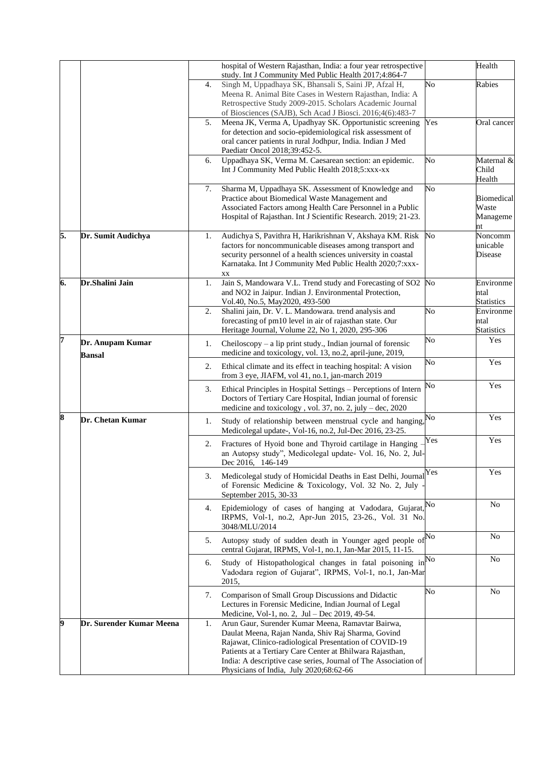| | | | | | |
|---|---|---|---|---|---|
| | | | hospital of Western Rajasthan, India: a four year retrospective study. Int J Community Med Public Health 2017;4:864-7 | | Health |
| | | 4. | Singh M, Uppadhaya SK, Bhansali S, Saini JP, Afzal H, Meena R. Animal Bite Cases in Western Rajasthan, India: A Retrospective Study 2009-2015. Scholars Academic Journal of Biosciences (SAJB), Sch Acad J Biosci. 2016;4(6):483-7 | No | Rabies |
| | | 5. | Meena JK, Verma A, Upadhyay SK. Opportunistic screening for detection and socio-epidemiological risk assessment of oral cancer patients in rural Jodhpur, India. Indian J Med Paediatr Oncol 2018;39:452-5. | Yes | Oral cancer |
| | | 6. | Uppadhaya SK, Verma M. Caesarean section: an epidemic. Int J Community Med Public Health 2018;5:xxx-xx | No | Maternal & Child Health |
| | | 7. | Sharma M, Uppadhaya SK. Assessment of Knowledge and Practice about Biomedical Waste Management and Associated Factors among Health Care Personnel in a Public Hospital of Rajasthan. Int J Scientific Research. 2019; 21-23. | No | Biomedical Waste Manageme nt |
| **5.** | **Dr. Sumit Audichya** | 1. | Audichya S, Pavithra H, Harikrishnan V, Akshaya KM. Risk factors for noncommunicable diseases among transport and security personnel of a health sciences university in coastal Karnataka. Int J Community Med Public Health 2020;7:xxx-xx | No | Noncomm unicable Disease |
| **6.** | **Dr.Shalini Jain** | 1. | Jain S, Mandowara V.L. Trend study and Forecasting of SO2 and NO2 in Jaipur. Indian J. Environmental Protection, Vol.40, No.5, May2020, 493-500 | No | Environme ntal Statistics |
| | | 2. | Shalini jain, Dr. V. L. Mandowara. trend analysis and forecasting of pm10 level in air of rajasthan state. Our Heritage Journal, Volume 22, No 1, 2020, 295-306 | No | Environme ntal Statistics |
| **7** | **Dr. Anupam Kumar Bansal** | 1. | Cheiloscopy – a lip print study., Indian journal of forensic medicine and toxicology, vol. 13, no.2, april-june, 2019, | No | Yes |
| | | 2. | Ethical climate and its effect in teaching hospital: A vision from 3 eye, JIAFM, vol 41, no.1, jan-march 2019 | No | Yes |
| | | 3. | Ethical Principles in Hospital Settings – Perceptions of Intern Doctors of Tertiary Care Hospital, Indian journal of forensic medicine and toxicology , vol. 37, no. 2, july – dec, 2020 | No | Yes |
| **8** | **Dr. Chetan Kumar** | 1. | Study of relationship between menstrual cycle and hanging, Medicolegal update-, Vol-16, no.2, Jul-Dec 2016, 23-25. | No | Yes |
| | | 2. | Fractures of Hyoid bone and Thyroid cartilage in Hanging – an Autopsy study", Medicolegal update- Vol. 16, No. 2, Jul-Dec 2016, 146-149 | Yes | Yes |
| | | 3. | Medicolegal study of Homicidal Deaths in East Delhi, Journal of Forensic Medicine & Toxicology, Vol. 32 No. 2, July - September 2015, 30-33 | Yes | Yes |
| | | 4. | Epidemiology of cases of hanging at Vadodara, Gujarat, IRPMS, Vol-1, no.2, Apr-Jun 2015, 23-26., Vol. 31 No. 3048/MLU/2014 | No | No |
| | | 5. | Autopsy study of sudden death in Younger aged people of central Gujarat, IRPMS, Vol-1, no.1, Jan-Mar 2015, 11-15. | No | No |
| | | 6. | Study of Histopathological changes in fatal poisoning in Vadodara region of Gujarat", IRPMS, Vol-1, no.1, Jan-Mar 2015, | No | No |
| | | 7. | Comparison of Small Group Discussions and Didactic Lectures in Forensic Medicine, Indian Journal of Legal Medicine, Vol-1, no. 2, Jul – Dec 2019, 49-54. | No | No |
| **9** | **Dr. Surender Kumar Meena** | 1. | Arun Gaur, Surender Kumar Meena, Ramavtar Bairwa, Daulat Meena, Rajan Nanda, Shiv Raj Sharma, Govind Rajawat, Clinico-radiological Presentation of COVID-19 Patients at a Tertiary Care Center at Bhilwara Rajasthan, India: A descriptive case series, Journal of The Association of Physicians of India, July 2020;68:62-66 | | |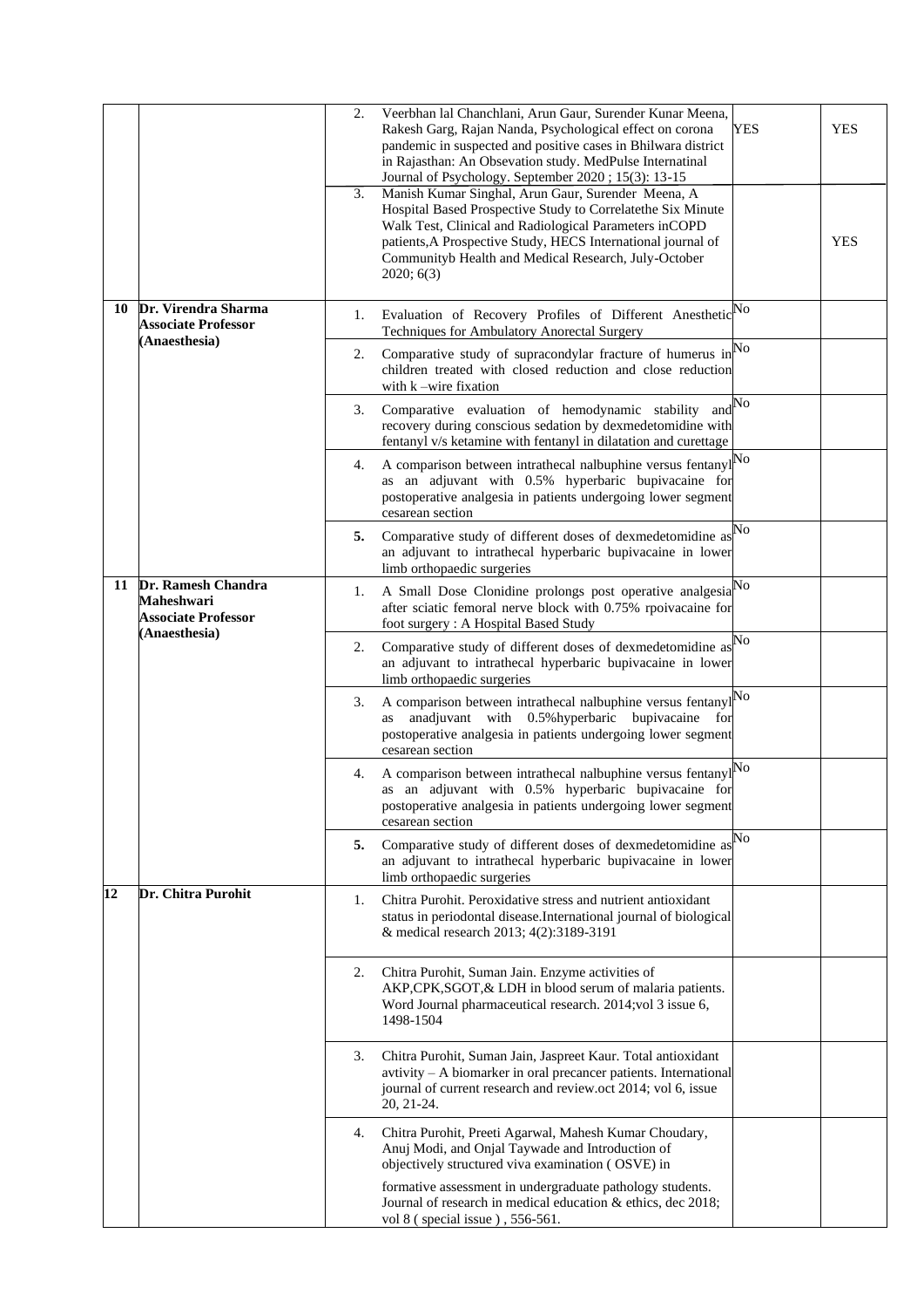| | | | | |
|---|---|---|---|---|
| | | 2. Veerbhan lal Chanchlani, Arun Gaur, Surender Kunar Meena, Rakesh Garg, Rajan Nanda, Psychological effect on corona pandemic in suspected and positive cases in Bhilwara district in Rajasthan: An Obsevation study. MedPulse Internatinal Journal of Psychology. September 2020 ; 15(3): 13-15 | YES | YES |
| | | 3. Manish Kumar Singhal, Arun Gaur, Surender Meena, A Hospital Based Prospective Study to Correlatethe Six Minute Walk Test, Clinical and Radiological Parameters inCOPD patients,A Prospective Study, HECS International journal of Communityb Health and Medical Research, July-October 2020; 6(3) | | YES |
| **10** | **Dr. Virendra Sharma Associate Professor (Anaesthesia)** | 1. Evaluation of Recovery Profiles of Different Anesthetic Techniques for Ambulatory Anorectal Surgery | No | |
| | | 2. Comparative study of supracondylar fracture of humerus in children treated with closed reduction and close reduction with k –wire fixation | No | |
| | | 3. Comparative evaluation of hemodynamic stability and recovery during conscious sedation by dexmedetomidine with fentanyl v/s ketamine with fentanyl in dilatation and curettage | No | |
| | | 4. A comparison between intrathecal nalbuphine versus fentanyl as an adjuvant with 0.5% hyperbaric bupivacaine for postoperative analgesia in patients undergoing lower segment cesarean section | No | |
| | | **5.** Comparative study of different doses of dexmedetomidine as an adjuvant to intrathecal hyperbaric bupivacaine in lower limb orthopaedic surgeries | No | |
| **11** | **Dr. Ramesh Chandra Maheshwari Associate Professor (Anaesthesia)** | 1. A Small Dose Clonidine prolongs post operative analgesia after sciatic femoral nerve block with 0.75% rpoivacaine for foot surgery : A Hospital Based Study | No | |
| | | 2. Comparative study of different doses of dexmedetomidine as an adjuvant to intrathecal hyperbaric bupivacaine in lower limb orthopaedic surgeries | No | |
| | | 3. A comparison between intrathecal nalbuphine versus fentanyl as anadjuvant with 0.5%hyperbaric bupivacaine for postoperative analgesia in patients undergoing lower segment cesarean section | No | |
| | | 4. A comparison between intrathecal nalbuphine versus fentanyl as an adjuvant with 0.5% hyperbaric bupivacaine for postoperative analgesia in patients undergoing lower segment cesarean section | No | |
| | | **5.** Comparative study of different doses of dexmedetomidine as an adjuvant to intrathecal hyperbaric bupivacaine in lower limb orthopaedic surgeries | No | |
| **12** | **Dr. Chitra Purohit** | 1. Chitra Purohit. Peroxidative stress and nutrient antioxidant status in periodontal disease.International journal of biological & medical research 2013; 4(2):3189-3191 | | |
| | | 2. Chitra Purohit, Suman Jain. Enzyme activities of AKP,CPK,SGOT,& LDH in blood serum of malaria patients. Word Journal pharmaceutical research. 2014;vol 3 issue 6, 1498-1504 | | |
| | | 3. Chitra Purohit, Suman Jain, Jaspreet Kaur. Total antioxidant avtivity – A biomarker in oral precancer patients. International journal of current research and review.oct 2014; vol 6, issue 20, 21-24. | | |
| | | 4. Chitra Purohit, Preeti Agarwal, Mahesh Kumar Choudary, Anuj Modi, and Onjal Taywade and Introduction of objectively structured viva examination ( OSVE) in formative assessment in undergraduate pathology students. Journal of research in medical education & ethics, dec 2018; vol 8 ( special issue ) , 556-561. | | |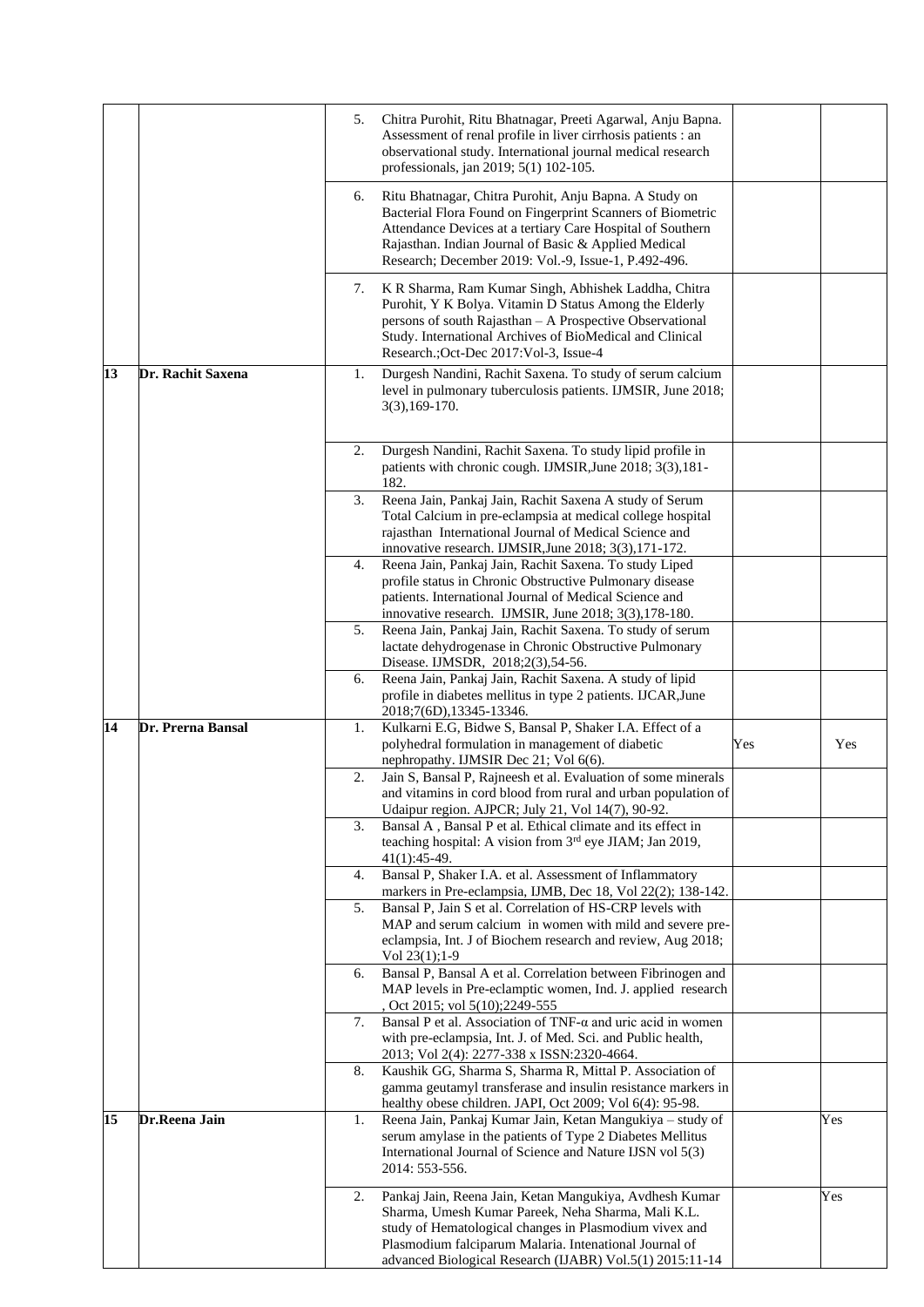| | | | | |
|---|---|---|---|---|
| | | 5. Chitra Purohit, Ritu Bhatnagar, Preeti Agarwal, Anju Bapna. Assessment of renal profile in liver cirrhosis patients : an observational study. International journal medical research professionals, jan 2019; 5(1) 102-105. | | |
| | | 6. Ritu Bhatnagar, Chitra Purohit, Anju Bapna. A Study on Bacterial Flora Found on Fingerprint Scanners of Biometric Attendance Devices at a tertiary Care Hospital of Southern Rajasthan. Indian Journal of Basic & Applied Medical Research; December 2019: Vol.-9, Issue-1, P.492-496. | | |
| | | 7. K R Sharma, Ram Kumar Singh, Abhishek Laddha, Chitra Purohit, Y K Bolya. Vitamin D Status Among the Elderly persons of south Rajasthan – A Prospective Observational Study. International Archives of BioMedical and Clinical Research.;Oct-Dec 2017:Vol-3, Issue-4 | | |
| **13** | **Dr. Rachit Saxena** | 1. Durgesh Nandini, Rachit Saxena. To study of serum calcium level in pulmonary tuberculosis patients. IJMSIR, June 2018; 3(3),169-170. | | |
| | | 2. Durgesh Nandini, Rachit Saxena. To study lipid profile in patients with chronic cough. IJMSIR,June 2018; 3(3),181-182. | | |
| | | 3. Reena Jain, Pankaj Jain, Rachit Saxena A study of Serum Total Calcium in pre-eclampsia at medical college hospital rajasthan International Journal of Medical Science and innovative research. IJMSIR,June 2018; 3(3),171-172. | | |
| | | 4. Reena Jain, Pankaj Jain, Rachit Saxena. To study Liped profile status in Chronic Obstructive Pulmonary disease patients. International Journal of Medical Science and innovative research. IJMSIR, June 2018; 3(3),178-180. | | |
| | | 5. Reena Jain, Pankaj Jain, Rachit Saxena. To study of serum lactate dehydrogenase in Chronic Obstructive Pulmonary Disease. IJMSDR, 2018;2(3),54-56. | | |
| | | 6. Reena Jain, Pankaj Jain, Rachit Saxena. A study of lipid profile in diabetes mellitus in type 2 patients. IJCAR,June 2018;7(6D),13345-13346. | | |
| **14** | **Dr. Prerna Bansal** | 1. Kulkarni E.G, Bidwe S, Bansal P, Shaker I.A. Effect of a polyhedral formulation in management of diabetic nephropathy. IJMSIR Dec 21; Vol 6(6). | Yes | Yes |
| | | 2. Jain S, Bansal P, Rajneesh et al. Evaluation of some minerals and vitamins in cord blood from rural and urban population of Udaipur region. AJPCR; July 21, Vol 14(7), 90-92. | | |
| | | 3. Bansal A , Bansal P et al. Ethical climate and its effect in teaching hospital: A vision from 3rd eye JIAM; Jan 2019, 41(1):45-49. | | |
| | | 4. Bansal P, Shaker I.A. et al. Assessment of Inflammatory markers in Pre-eclampsia, IJMB, Dec 18, Vol 22(2); 138-142. | | |
| | | 5. Bansal P, Jain S et al. Correlation of HS-CRP levels with MAP and serum calcium in women with mild and severe pre-eclampsia, Int. J of Biochem research and review, Aug 2018; Vol 23(1);1-9 | | |
| | | 6. Bansal P, Bansal A et al. Correlation between Fibrinogen and MAP levels in Pre-eclamptic women, Ind. J. applied research , Oct 2015; vol 5(10);2249-555 | | |
| | | 7. Bansal P et al. Association of TNF-α and uric acid in women with pre-eclampsia, Int. J. of Med. Sci. and Public health, 2013; Vol 2(4): 2277-338 x ISSN:2320-4664. | | |
| | | 8. Kaushik GG, Sharma S, Sharma R, Mittal P. Association of gamma geutamyl transferase and insulin resistance markers in healthy obese children. JAPI, Oct 2009; Vol 6(4): 95-98. | | |
| **15** | **Dr.Reena Jain** | 1. Reena Jain, Pankaj Kumar Jain, Ketan Mangukiya – study of serum amylase in the patients of Type 2 Diabetes Mellitus International Journal of Science and Nature IJSN vol 5(3) 2014: 553-556. | | Yes |
| | | 2. Pankaj Jain, Reena Jain, Ketan Mangukiya, Avdhesh Kumar Sharma, Umesh Kumar Pareek, Neha Sharma, Mali K.L. study of Hematological changes in Plasmodium vivex and Plasmodium falciparum Malaria. Intenational Journal of advanced Biological Research (IJABR) Vol.5(1) 2015:11-14 | | Yes |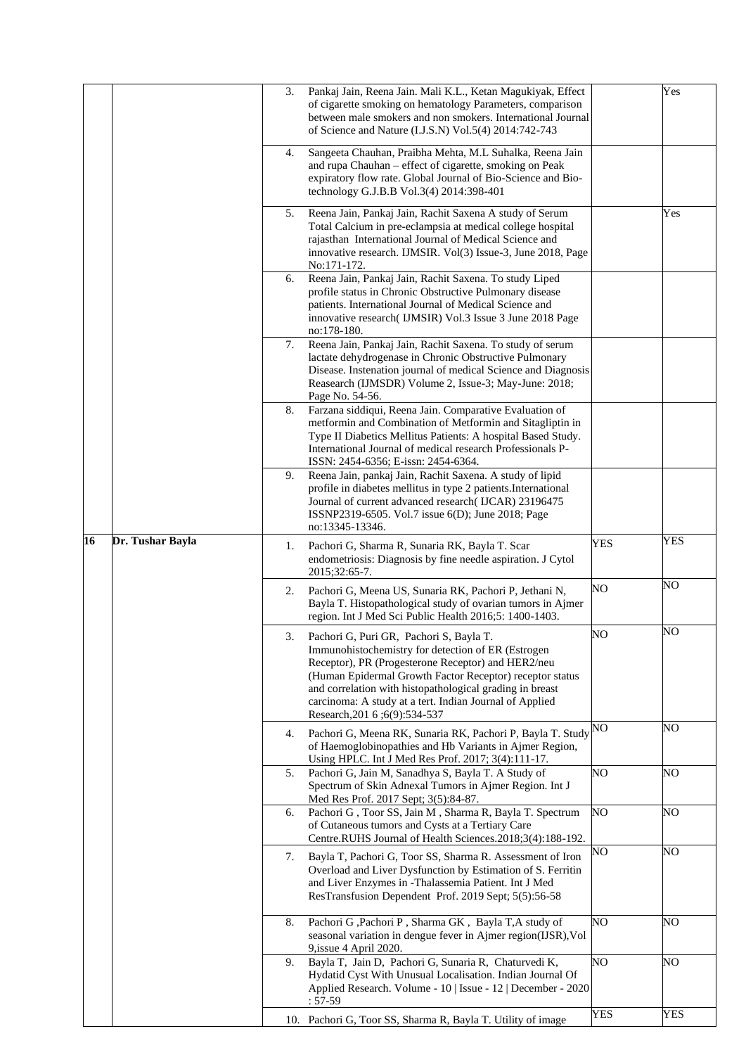| | | | | |
|---|---|---|---|---|
| | | 3. Pankaj Jain, Reena Jain. Mali K.L., Ketan Magukiyak, Effect of cigarette smoking on hematology Parameters, comparison between male smokers and non smokers. International Journal of Science and Nature (I.J.S.N) Vol.5(4) 2014:742-743 | | Yes |
| | | 4. Sangeeta Chauhan, Praibha Mehta, M.L Suhalka, Reena Jain and rupa Chauhan – effect of cigarette, smoking on Peak expiratory flow rate. Global Journal of Bio-Science and Bio-technology G.J.B.B Vol.3(4) 2014:398-401 | | |
| | | 5. Reena Jain, Pankaj Jain, Rachit Saxena A study of Serum Total Calcium in pre-eclampsia at medical college hospital rajasthan International Journal of Medical Science and innovative research. IJMSIR. Vol(3) Issue-3, June 2018, Page No:171-172. | | Yes |
| | | 6. Reena Jain, Pankaj Jain, Rachit Saxena. To study Liped profile status in Chronic Obstructive Pulmonary disease patients. International Journal of Medical Science and innovative research( IJMSIR) Vol.3 Issue 3 June 2018 Page no:178-180. | | |
| | | 7. Reena Jain, Pankaj Jain, Rachit Saxena. To study of serum lactate dehydrogenase in Chronic Obstructive Pulmonary Disease. Instenation journal of medical Science and Diagnosis Reasearch (IJMSDR) Volume 2, Issue-3; May-June: 2018; Page No. 54-56. | | |
| | | 8. Farzana siddiqui, Reena Jain. Comparative Evaluation of metformin and Combination of Metformin and Sitagliptin in Type II Diabetics Mellitus Patients: A hospital Based Study. International Journal of medical research Professionals P-ISSN: 2454-6356; E-issn: 2454-6364. | | |
| | | 9. Reena Jain, pankaj Jain, Rachit Saxena. A study of lipid profile in diabetes mellitus in type 2 patients.International Journal of current advanced research( IJCAR) 23196475 ISSNP2319-6505. Vol.7 issue 6(D); June 2018; Page no:13345-13346. | | |
| **16** | **Dr. Tushar Bayla** | 1. Pachori G, Sharma R, Sunaria RK, Bayla T. Scar endometriosis: Diagnosis by fine needle aspiration. J Cytol 2015;32:65-7. | YES | YES |
| | | 2. Pachori G, Meena US, Sunaria RK, Pachori P, Jethani N, Bayla T. Histopathological study of ovarian tumors in Ajmer region. Int J Med Sci Public Health 2016;5: 1400-1403. | NO | NO |
| | | 3. Pachori G, Puri GR, Pachori S, Bayla T. Immunohistochemistry for detection of ER (Estrogen Receptor), PR (Progesterone Receptor) and HER2/neu (Human Epidermal Growth Factor Receptor) receptor status and correlation with histopathological grading in breast carcinoma: A study at a tert. Indian Journal of Applied Research,201 6 ;6(9):534-537 | NO | NO |
| | | 4. Pachori G, Meena RK, Sunaria RK, Pachori P, Bayla T. Study of Haemoglobinopathies and Hb Variants in Ajmer Region, Using HPLC. Int J Med Res Prof. 2017; 3(4):111-17. | NO | NO |
| | | 5. Pachori G, Jain M, Sanadhya S, Bayla T. A Study of Spectrum of Skin Adnexal Tumors in Ajmer Region. Int J Med Res Prof. 2017 Sept; 3(5):84-87. | NO | NO |
| | | 6. Pachori G , Toor SS, Jain M , Sharma R, Bayla T. Spectrum of Cutaneous tumors and Cysts at a Tertiary Care Centre.RUHS Journal of Health Sciences.2018;3(4):188-192. | NO | NO |
| | | 7. Bayla T, Pachori G, Toor SS, Sharma R. Assessment of Iron Overload and Liver Dysfunction by Estimation of S. Ferritin and Liver Enzymes in -Thalassemia Patient. Int J Med ResTransfusion Dependent Prof. 2019 Sept; 5(5):56-58 | NO | NO |
| | | 8. Pachori G ,Pachori P , Sharma GK , Bayla T,A study of seasonal variation in dengue fever in Ajmer region(IJSR),Vol 9,issue 4 April 2020. | NO | NO |
| | | 9. Bayla T, Jain D, Pachori G, Sunaria R, Chaturvedi K, Hydatid Cyst With Unusual Localisation. Indian Journal Of Applied Research. Volume - 10 \| Issue - 12 \| December - 2020 : 57-59 | NO | NO |
| | | 10. Pachori G, Toor SS, Sharma R, Bayla T. Utility of image | YES | YES |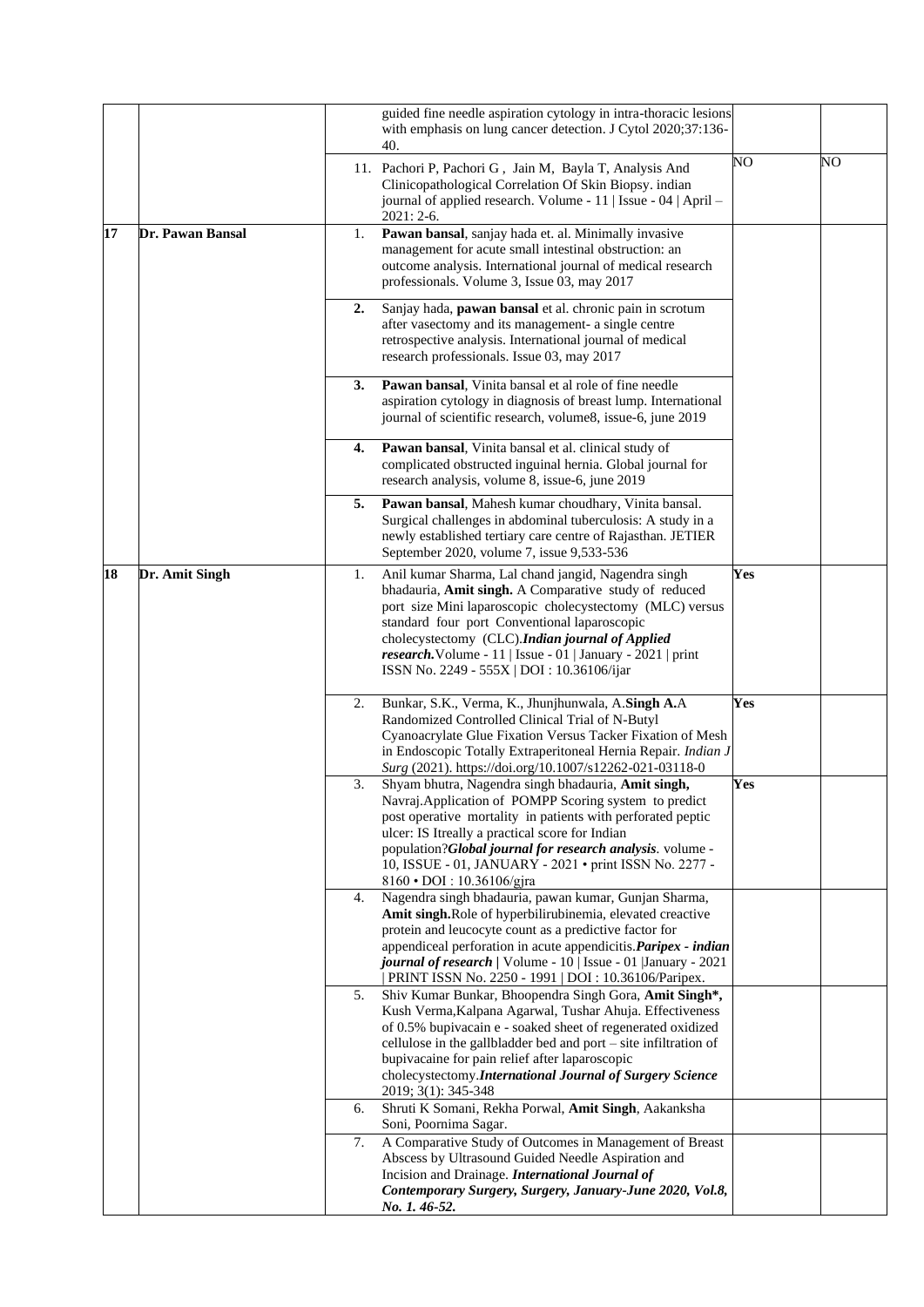| | | | | |
|---|---|---|---|---|
| | | guided fine needle aspiration cytology in intra-thoracic lesions with emphasis on lung cancer detection. J Cytol 2020;37:136-40. | | |
| | | 11. Pachori P, Pachori G , Jain M, Bayla T, Analysis And Clinicopathological Correlation Of Skin Biopsy. indian journal of applied research. Volume - 11 \| Issue - 04 \| April – 2021: 2-6. | NO | NO |
| **17** | **Dr. Pawan Bansal** | 1. **Pawan bansal**, sanjay hada et. al. Minimally invasive management for acute small intestinal obstruction: an outcome analysis. International journal of medical research professionals. Volume 3, Issue 03, may 2017 | | |
| | | **2.** Sanjay hada, **pawan bansal** et al. chronic pain in scrotum after vasectomy and its management- a single centre retrospective analysis. International journal of medical research professionals. Issue 03, may 2017 | | |
| | | **3.** **Pawan bansal**, Vinita bansal et al role of fine needle aspiration cytology in diagnosis of breast lump. International journal of scientific research, volume8, issue-6, june 2019 | | |
| | | **4.** **Pawan bansal**, Vinita bansal et al. clinical study of complicated obstructed inguinal hernia. Global journal for research analysis, volume 8, issue-6, june 2019 | | |
| | | **5.** **Pawan bansal**, Mahesh kumar choudhary, Vinita bansal. Surgical challenges in abdominal tuberculosis: A study in a newly established tertiary care centre of Rajasthan. JETIER September 2020, volume 7, issue 9,533-536 | | |
| **18** | **Dr. Amit Singh** | 1. Anil kumar Sharma, Lal chand jangid, Nagendra singh bhadauria, **Amit singh.** A Comparative study of reduced port size Mini laparoscopic cholecystectomy (MLC) versus standard four port Conventional laparoscopic cholecystectomy (CLC).***Indian journal of Applied research.***Volume - 11 \| Issue - 01 \| January - 2021 \| print ISSN No. 2249 - 555X \| DOI : 10.36106/ijar | **Yes** | |
| | | 2. Bunkar, S.K., Verma, K., Jhunjhunwala, A.**Singh A.**A Randomized Controlled Clinical Trial of N-Butyl Cyanoacrylate Glue Fixation Versus Tacker Fixation of Mesh in Endoscopic Totally Extraperitoneal Hernia Repair. *Indian J Surg* (2021). https://doi.org/10.1007/s12262-021-03118-0 | **Yes** | |
| | | 3. Shyam bhutra, Nagendra singh bhadauria, **Amit singh,** Navraj.Application of POMPP Scoring system to predict post operative mortality in patients with perforated peptic ulcer: IS Itreally a practical score for Indian population?***Global journal for research analysis***. volume - 10, ISSUE - 01, JANUARY - 2021 • print ISSN No. 2277 - 8160 • DOI : 10.36106/gjra | **Yes** | |
| | | 4. Nagendra singh bhadauria, pawan kumar, Gunjan Sharma, **Amit singh.**Role of hyperbilirubinemia, elevated creactive protein and leucocyte count as a predictive factor for appendiceal perforation in acute appendicitis.***Paripex - indian journal of research*** \| Volume - 10 \| Issue - 01 \|January - 2021 \| PRINT ISSN No. 2250 - 1991 \| DOI : 10.36106/Paripex. | | |
| | | 5. Shiv Kumar Bunkar, Bhoopendra Singh Gora, **Amit Singh\***, Kush Verma,Kalpana Agarwal, Tushar Ahuja. Effectiveness of 0.5% bupivacain e - soaked sheet of regenerated oxidized cellulose in the gallbladder bed and port – site infiltration of bupivacaine for pain relief after laparoscopic cholecystectomy.***International Journal of Surgery Science*** 2019; 3(1): 345-348 | | |
| | | 6. Shruti K Somani, Rekha Porwal, **Amit Singh**, Aakanksha Soni, Poornima Sagar. | | |
| | | 7. A Comparative Study of Outcomes in Management of Breast Abscess by Ultrasound Guided Needle Aspiration and Incision and Drainage. ***International Journal of Contemporary Surgery, Surgery, January-June 2020, Vol.8, No. 1. 46-52.*** | | |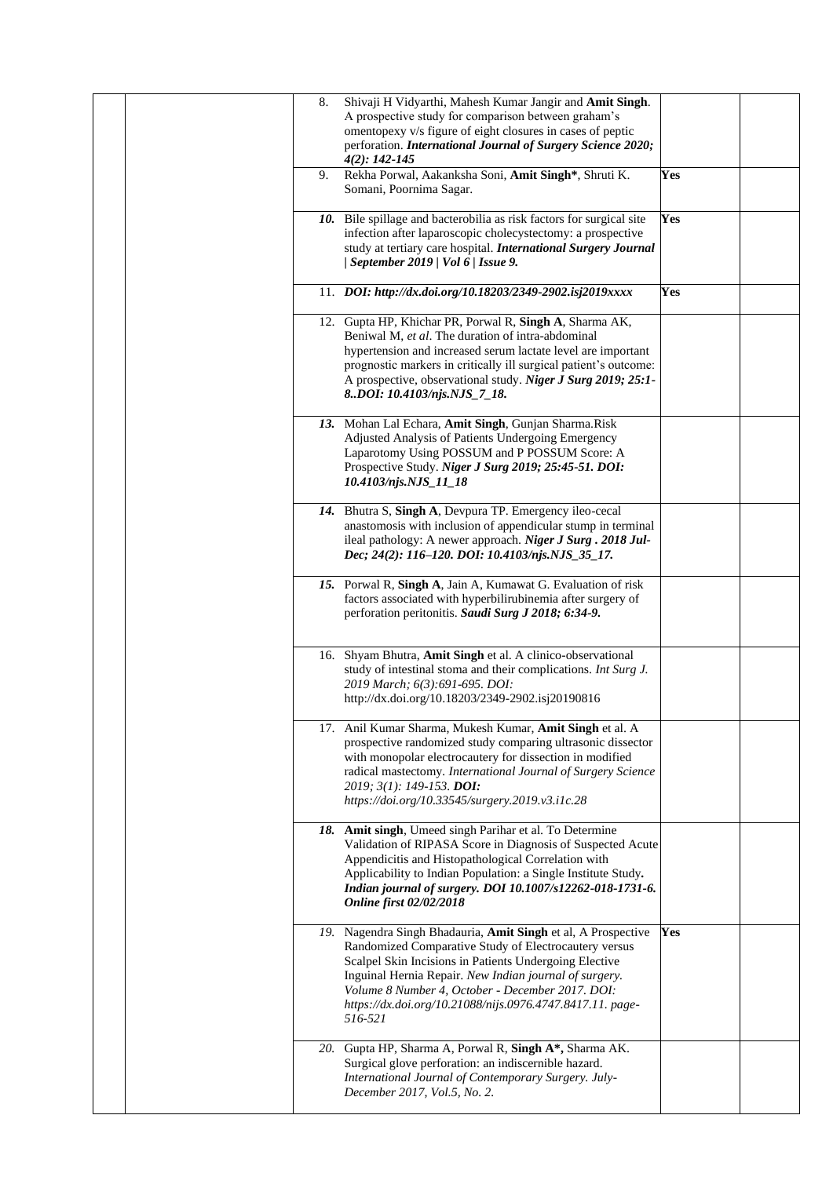| | | | | |
|---|---|---|---|---|
| | | 8. Shivaji H Vidyarthi, Mahesh Kumar Jangir and **Amit Singh**. A prospective study for comparison between graham's omentopexy v/s figure of eight closures in cases of peptic perforation. ***International Journal of Surgery Science 2020; 4(2): 142-145*** | | |
| | | 9. Rekha Porwal, Aakanksha Soni, **Amit Singh***, Shruti K. Somani, Poornima Sagar. | **Yes** | |
| | | ***10.*** Bile spillage and bacterobilia as risk factors for surgical site infection after laparoscopic cholecystectomy: a prospective study at tertiary care hospital. ***International Surgery Journal \| September 2019 \| Vol 6 \| Issue 9.*** | **Yes** | |
| | | 11. ***DOI: http://dx.doi.org/10.18203/2349-2902.isj2019xxxx*** | **Yes** | |
| | | 12. Gupta HP, Khichar PR, Porwal R, **Singh A**, Sharma AK, Beniwal M, *et al*. The duration of intra-abdominal hypertension and increased serum lactate level are important prognostic markers in critically ill surgical patient's outcome: A prospective, observational study. ***Niger J Surg 2019; 25:1-8..DOI: 10.4103/njs.NJS_7_18.*** | | |
| | | ***13.*** Mohan Lal Echara, **Amit Singh**, Gunjan Sharma.Risk Adjusted Analysis of Patients Undergoing Emergency Laparotomy Using POSSUM and P POSSUM Score: A Prospective Study. ***Niger J Surg 2019; 25:45-51. DOI: 10.4103/njs.NJS_11_18*** | | |
| | | ***14.*** Bhutra S, **Singh A**, Devpura TP. Emergency ileo-cecal anastomosis with inclusion of appendicular stump in terminal ileal pathology: A newer approach. ***Niger J Surg . 2018 Jul-Dec; 24(2): 116–120. DOI: 10.4103/njs.NJS_35_17.*** | | |
| | | ***15.*** Porwal R, **Singh A**, Jain A, Kumawat G. Evaluation of risk factors associated with hyperbilirubinemia after surgery of perforation peritonitis. ***Saudi Surg J 2018; 6:34-9.*** | | |
| | | 16. Shyam Bhutra, **Amit Singh** et al. A clinico-observational study of intestinal stoma and their complications. *Int Surg J. 2019 March; 6(3):691-695. DOI: http://dx.doi.org/10.18203/2349-2902.isj20190816* | | |
| | | 17. Anil Kumar Sharma, Mukesh Kumar, **Amit Singh** et al. A prospective randomized study comparing ultrasonic dissector with monopolar electrocautery for dissection in modified radical mastectomy. *International Journal of Surgery Science 2019; 3(1): 149-153.* ***DOI:*** *https://doi.org/10.33545/surgery.2019.v3.i1c.28* | | |
| | | ***18.*** **Amit singh**, Umeed singh Parihar et al. To Determine Validation of RIPASA Score in Diagnosis of Suspected Acute Appendicitis and Histopathological Correlation with Applicability to Indian Population: a Single Institute Study**.** ***Indian journal of surgery. DOI 10.1007/s12262-018-1731-6. Online first 02/02/2018*** | | |
| | | *19.* Nagendra Singh Bhadauria, **Amit Singh** et al, A Prospective Randomized Comparative Study of Electrocautery versus Scalpel Skin Incisions in Patients Undergoing Elective Inguinal Hernia Repair. *New Indian journal of surgery. Volume 8 Number 4, October - December 2017. DOI: https://dx.doi.org/10.21088/nijs.0976.4747.8417.11. page-516-521* | **Yes** | |
| | | *20.* Gupta HP, Sharma A, Porwal R, **Singh A*,** Sharma AK. Surgical glove perforation: an indiscernible hazard. *International Journal of Contemporary Surgery. July-December 2017, Vol.5, No. 2.* | | |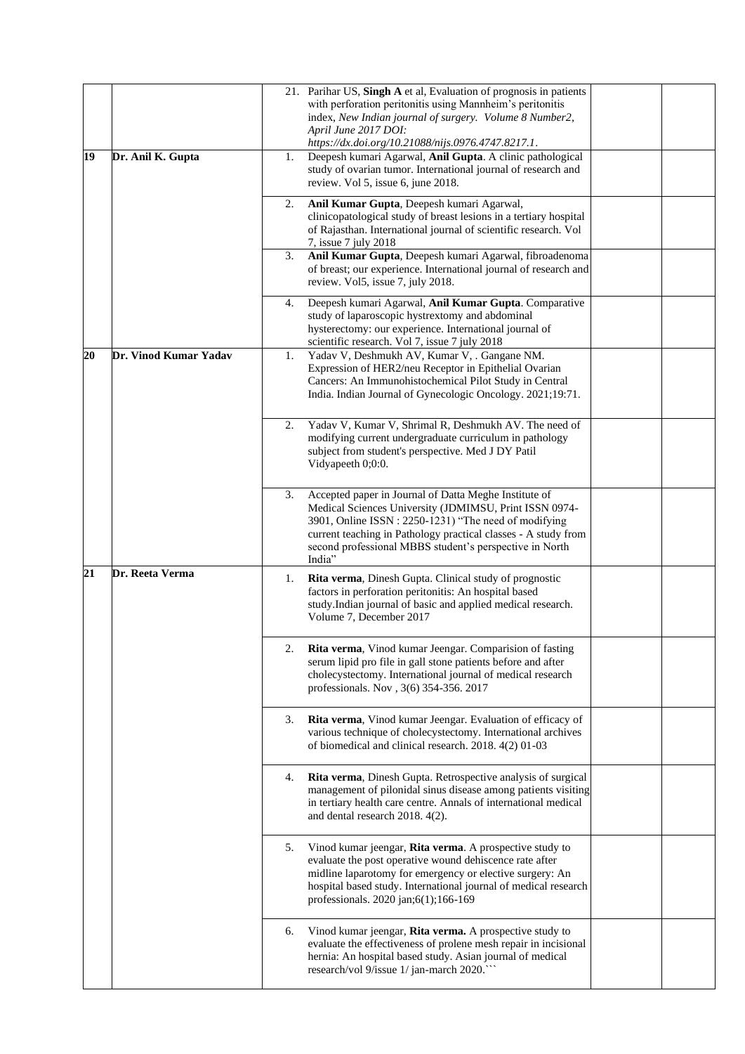|  |  |  |  |  |
|---|---|---|---|---|
|  |  | 21. Parihar US, **Singh A** et al, Evaluation of prognosis in patients with perforation peritonitis using Mannheim's peritonitis index, *New Indian journal of surgery. Volume 8 Number2, April June 2017 DOI: https://dx.doi.org/10.21088/nijs.0976.4747.8217.1*. |  |  |
| **19** | **Dr. Anil K. Gupta** | 1. Deepesh kumari Agarwal, **Anil Gupta**. A clinic pathological study of ovarian tumor. International journal of research and review. Vol 5, issue 6, june 2018. |  |  |
|  |  | 2. **Anil Kumar Gupta**, Deepesh kumari Agarwal, clinicopatological study of breast lesions in a tertiary hospital of Rajasthan. International journal of scientific research. Vol 7, issue 7 july 2018 |  |  |
|  |  | 3. **Anil Kumar Gupta**, Deepesh kumari Agarwal, fibroadenoma of breast; our experience. International journal of research and review. Vol5, issue 7, july 2018. |  |  |
|  |  | 4. Deepesh kumari Agarwal, **Anil Kumar Gupta**. Comparative study of laparoscopic hystrextomy and abdominal hysterectomy: our experience. International journal of scientific research. Vol 7, issue 7 july 2018 |  |  |
| **20** | **Dr. Vinod Kumar Yadav** | 1. Yadav V, Deshmukh AV, Kumar V, . Gangane NM. Expression of HER2/neu Receptor in Epithelial Ovarian Cancers: An Immunohistochemical Pilot Study in Central India. Indian Journal of Gynecologic Oncology. 2021;19:71. |  |  |
|  |  | 2. Yadav V, Kumar V, Shrimal R, Deshmukh AV. The need of modifying current undergraduate curriculum in pathology subject from student's perspective. Med J DY Patil Vidyapeeth 0;0:0. |  |  |
|  |  | 3. Accepted paper in Journal of Datta Meghe Institute of Medical Sciences University (JDMIMSU, Print ISSN 0974-3901, Online ISSN : 2250-1231) "The need of modifying current teaching in Pathology practical classes - A study from second professional MBBS student's perspective in North India" |  |  |
| **21** | **Dr. Reeta Verma** | 1. **Rita verma**, Dinesh Gupta. Clinical study of prognostic factors in perforation peritonitis: An hospital based study.Indian journal of basic and applied medical research. Volume 7, December 2017 |  |  |
|  |  | 2. **Rita verma**, Vinod kumar Jeengar. Comparision of fasting serum lipid pro file in gall stone patients before and after cholecystectomy. International journal of medical research professionals. Nov , 3(6) 354-356. 2017 |  |  |
|  |  | 3. **Rita verma**, Vinod kumar Jeengar. Evaluation of efficacy of various technique of cholecystectomy. International archives of biomedical and clinical research. 2018. 4(2) 01-03 |  |  |
|  |  | 4. **Rita verma**, Dinesh Gupta. Retrospective analysis of surgical management of pilonidal sinus disease among patients visiting in tertiary health care centre. Annals of international medical and dental research 2018. 4(2). |  |  |
|  |  | 5. Vinod kumar jeengar, **Rita verma**. A prospective study to evaluate the post operative wound dehiscence rate after midline laparotomy for emergency or elective surgery: An hospital based study. International journal of medical research professionals. 2020 jan;6(1);166-169 |  |  |
|  |  | 6. Vinod kumar jeengar, **Rita verma.** A prospective study to evaluate the effectiveness of prolene mesh repair in incisional hernia: An hospital based study. Asian journal of medical research/vol 9/issue 1/ jan-march 2020.``` |  |  |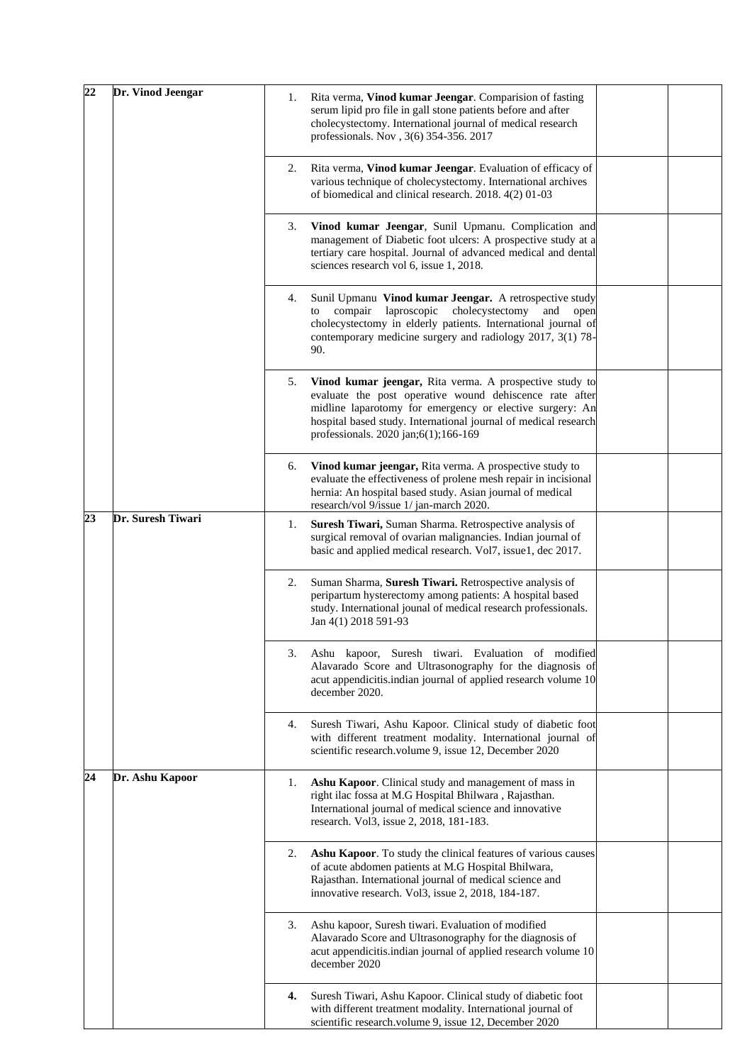| | | | | |
|---|---|---|---|---|
| 22 | Dr. Vinod Jeengar | 1. Rita verma, **Vinod kumar Jeengar**. Comparision of fasting serum lipid pro file in gall stone patients before and after cholecystectomy. International journal of medical research professionals. Nov , 3(6) 354-356. 2017 | | |
| | | 2. Rita verma, **Vinod kumar Jeengar**. Evaluation of efficacy of various technique of cholecystectomy. International archives of biomedical and clinical research. 2018. 4(2) 01-03 | | |
| | | 3. **Vinod kumar Jeengar**, Sunil Upmanu. Complication and management of Diabetic foot ulcers: A prospective study at a tertiary care hospital. Journal of advanced medical and dental sciences research vol 6, issue 1, 2018. | | |
| | | 4. Sunil Upmanu **Vinod kumar Jeengar.** A retrospective study to compair laproscopic cholecystectomy and open cholecystectomy in elderly patients. International journal of contemporary medicine surgery and radiology 2017, 3(1) 78-90. | | |
| | | 5. **Vinod kumar jeengar,** Rita verma. A prospective study to evaluate the post operative wound dehiscence rate after midline laparotomy for emergency or elective surgery: An hospital based study. International journal of medical research professionals. 2020 jan;6(1);166-169 | | |
| | | 6. **Vinod kumar jeengar,** Rita verma. A prospective study to evaluate the effectiveness of prolene mesh repair in incisional hernia: An hospital based study. Asian journal of medical research/vol 9/issue 1/ jan-march 2020. | | |
| 23 | Dr. Suresh Tiwari | 1. **Suresh Tiwari,** Suman Sharma. Retrospective analysis of surgical removal of ovarian malignancies. Indian journal of basic and applied medical research. Vol7, issue1, dec 2017. | | |
| | | 2. Suman Sharma, **Suresh Tiwari.** Retrospective analysis of peripartum hysterectomy among patients: A hospital based study. International jounal of medical research professionals. Jan 4(1) 2018 591-93 | | |
| | | 3. Ashu kapoor, Suresh tiwari. Evaluation of modified Alavarado Score and Ultrasonography for the diagnosis of acut appendicitis.indian journal of applied research volume 10 december 2020. | | |
| | | 4. Suresh Tiwari, Ashu Kapoor. Clinical study of diabetic foot with different treatment modality. International journal of scientific research.volume 9, issue 12, December 2020 | | |
| 24 | Dr. Ashu Kapoor | 1. **Ashu Kapoor**. Clinical study and management of mass in right ilac fossa at M.G Hospital Bhilwara , Rajasthan. International journal of medical science and innovative research. Vol3, issue 2, 2018, 181-183. | | |
| | | 2. **Ashu Kapoor**. To study the clinical features of various causes of acute abdomen patients at M.G Hospital Bhilwara, Rajasthan. International journal of medical science and innovative research. Vol3, issue 2, 2018, 184-187. | | |
| | | 3. Ashu kapoor, Suresh tiwari. Evaluation of modified Alavarado Score and Ultrasonography for the diagnosis of acut appendicitis.indian journal of applied research volume 10 december 2020 | | |
| | | **4.** Suresh Tiwari, Ashu Kapoor. Clinical study of diabetic foot with different treatment modality. International journal of scientific research.volume 9, issue 12, December 2020 | | |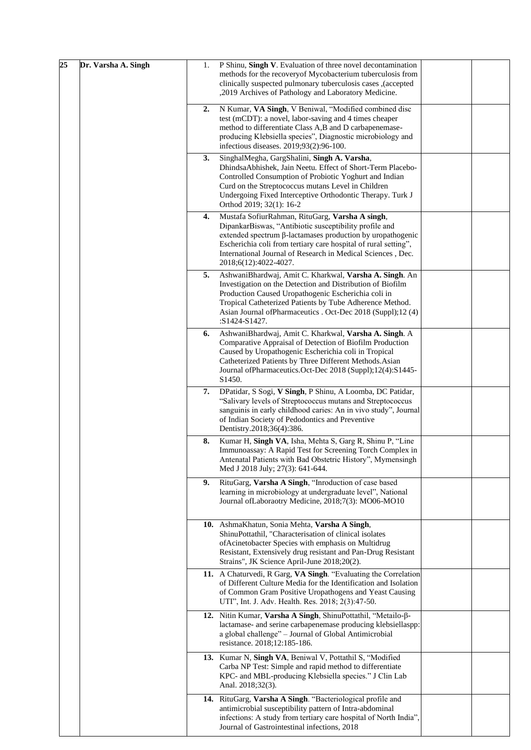| 25 | Dr. Varsha A. Singh | 1. P Shinu, **Singh V**. Evaluation of three novel decontamination methods for the recoveryof Mycobacterium tuberculosis from clinically suspected pulmonary tuberculosis cases ,(accepted ,2019 Archives of Pathology and Laboratory Medicine. | | |
|---|---|---|---|---|
| | | **2.** N Kumar, **VA Singh**, V Beniwal, "Modified combined disc test (mCDT): a novel, labor-saving and 4 times cheaper method to differentiate Class A,B and D carbapenemase-producing Klebsiella species", Diagnostic microbiology and infectious diseases. 2019;93(2):96-100. | | |
| | | **3.** SinghalMegha, GargShalini, **Singh A. Varsha**, DhindsaAbhishek, Jain Neetu. Effect of Short-Term Placebo-Controlled Consumption of Probiotic Yoghurt and Indian Curd on the Streptococcus mutans Level in Children Undergoing Fixed Interceptive Orthodontic Therapy. Turk J Orthod 2019; 32(1): 16-2 | | |
| | | **4.** Mustafa SofiurRahman, RituGarg, **Varsha A singh**, DipankarBiswas, "Antibiotic susceptibility profile and extended spectrum β-lactamases production by uropathogenic Escherichia coli from tertiary care hospital of rural setting", International Journal of Research in Medical Sciences , Dec. 2018;6(12):4022-4027. | | |
| | | **5.** AshwaniBhardwaj, Amit C. Kharkwal, **Varsha A. Singh**. An Investigation on the Detection and Distribution of Biofilm Production Caused Uropathogenic Escherichia coli in Tropical Catheterized Patients by Tube Adherence Method. Asian Journal ofPharmaceutics . Oct-Dec 2018 (Suppl);12 (4) :S1424-S1427. | | |
| | | **6.** AshwaniBhardwaj, Amit C. Kharkwal, **Varsha A. Singh**. A Comparative Appraisal of Detection of Biofilm Production Caused by Uropathogenic Escherichia coli in Tropical Catheterized Patients by Three Different Methods.Asian Journal ofPharmaceutics.Oct-Dec 2018 (Suppl);12(4):S1445-S1450. | | |
| | | **7.** DPatidar, S Sogi, **V Singh**, P Shinu, A Loomba, DC Patidar, "Salivary levels of Streptococcus mutans and Streptococcus sanguinis in early childhood caries: An in vivo study", Journal of Indian Society of Pedodontics and Preventive Dentistry.2018;36(4):386. | | |
| | | **8.** Kumar H, **Singh VA**, Isha, Mehta S, Garg R, Shinu P, "Line Immunoassay: A Rapid Test for Screening Torch Complex in Antenatal Patients with Bad Obstetric History", Mymensingh Med J 2018 July; 27(3): 641-644. | | |
| | | **9.** RituGarg, **Varsha A Singh**, "Inroduction of case based learning in microbiology at undergraduate level", National Journal ofLaboraotry Medicine, 2018;7(3): MO06-MO10 | | |
| | | **10.** AshmaKhatun, Sonia Mehta, **Varsha A Singh**, ShinuPottathil, "Characterisation of clinical isolates ofAcinetobacter Species with emphasis on Multidrug Resistant, Extensively drug resistant and Pan-Drug Resistant Strains", JK Science April-June 2018;20(2). | | |
| | | **11.** A Chaturvedi, R Garg, **VA Singh**. "Evaluating the Correlation of Different Culture Media for the Identification and Isolation of Common Gram Positive Uropathogens and Yeast Causing UTI", Int. J. Adv. Health. Res. 2018; 2(3):47-50. | | |
| | | **12.** Nitin Kumar, **Varsha A Singh**, ShinuPottathil, "Metailo-β-lactamase- and serine carbapenemase producing klebsiellaspp: a global challenge" – Journal of Global Antimicrobial resistance. 2018;12:185-186. | | |
| | | **13.** Kumar N, **Singh VA**, Beniwal V, Pottathil S, "Modified Carba NP Test: Simple and rapid method to differentiate KPC- and MBL-producing Klebsiella species." J Clin Lab Anal. 2018;32(3). | | |
| | | **14.** RituGarg, **Varsha A Singh**. "Bacteriological profile and antimicrobial susceptibility pattern of Intra-abdominal infections: A study from tertiary care hospital of North India", Journal of Gastrointestinal infections, 2018 | | |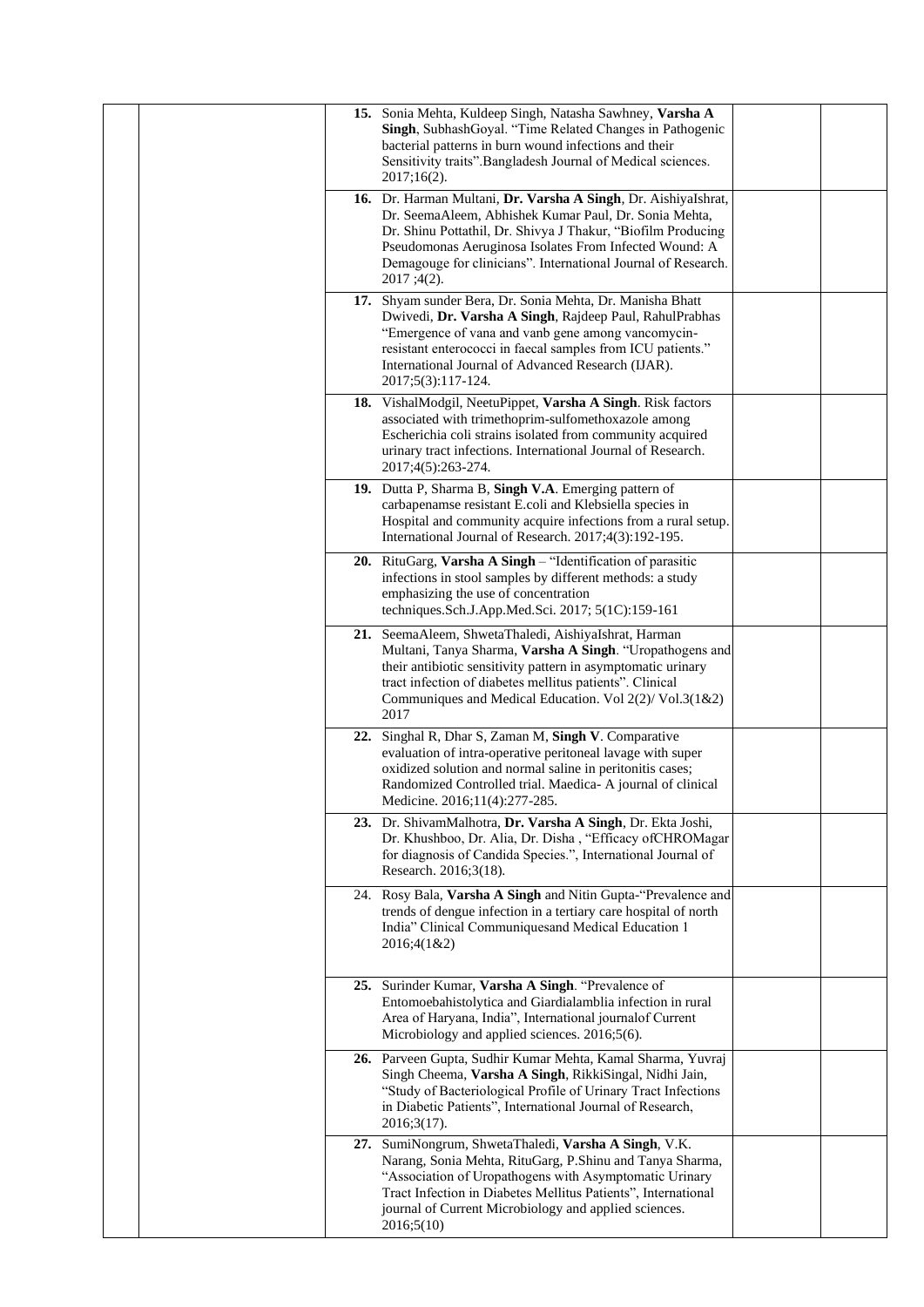| | | | | |
|---|---|---|---|---|
| | | **15.** Sonia Mehta, Kuldeep Singh, Natasha Sawhney, **Varsha A Singh**, SubhashGoyal. "Time Related Changes in Pathogenic bacterial patterns in burn wound infections and their Sensitivity traits".Bangladesh Journal of Medical sciences. 2017;16(2). | | |
| | | **16.** Dr. Harman Multani, **Dr. Varsha A Singh**, Dr. AishiyaIshrat, Dr. SeemaAleem, Abhishek Kumar Paul, Dr. Sonia Mehta, Dr. Shinu Pottathil, Dr. Shivya J Thakur, "Biofilm Producing Pseudomonas Aeruginosa Isolates From Infected Wound: A Demagouge for clinicians". International Journal of Research. 2017 ;4(2). | | |
| | | **17.** Shyam sunder Bera, Dr. Sonia Mehta, Dr. Manisha Bhatt Dwivedi, **Dr. Varsha A Singh**, Rajdeep Paul, RahulPrabhas "Emergence of vana and vanb gene among vancomycin-resistant enterococci in faecal samples from ICU patients." International Journal of Advanced Research (IJAR). 2017;5(3):117-124. | | |
| | | **18.** VishalModgil, NeetuPippet, **Varsha A Singh**. Risk factors associated with trimethoprim-sulfomethoxazole among Escherichia coli strains isolated from community acquired urinary tract infections. International Journal of Research. 2017;4(5):263-274. | | |
| | | **19.** Dutta P, Sharma B, **Singh V.A**. Emerging pattern of carbapenamse resistant E.coli and Klebsiella species in Hospital and community acquire infections from a rural setup. International Journal of Research. 2017;4(3):192-195. | | |
| | | **20.** RituGarg, **Varsha A Singh** – "Identification of parasitic infections in stool samples by different methods: a study emphasizing the use of concentration techniques.Sch.J.App.Med.Sci. 2017; 5(1C):159-161 | | |
| | | **21.** SeemaAleem, ShwetaThaledi, AishiyaIshrat, Harman Multani, Tanya Sharma, **Varsha A Singh**. "Uropathogens and their antibiotic sensitivity pattern in asymptomatic urinary tract infection of diabetes mellitus patients". Clinical Communiques and Medical Education. Vol 2(2)/ Vol.3(1&2) 2017 | | |
| | | **22.** Singhal R, Dhar S, Zaman M, **Singh V**. Comparative evaluation of intra-operative peritoneal lavage with super oxidized solution and normal saline in peritonitis cases; Randomized Controlled trial. Maedica- A journal of clinical Medicine. 2016;11(4):277-285. | | |
| | | **23.** Dr. ShivamMalhotra, **Dr. Varsha A Singh**, Dr. Ekta Joshi, Dr. Khushboo, Dr. Alia, Dr. Disha , "Efficacy ofCHROMagar for diagnosis of Candida Species.", International Journal of Research. 2016;3(18). | | |
| | | 24. Rosy Bala, **Varsha A Singh** and Nitin Gupta-"Prevalence and trends of dengue infection in a tertiary care hospital of north India" Clinical Communiquesand Medical Education 1 2016;4(1&2) | | |
| | | **25.** Surinder Kumar, **Varsha A Singh**. "Prevalence of Entomoebahistolytica and Giardialamblia infection in rural Area of Haryana, India", International journalof Current Microbiology and applied sciences. 2016;5(6). | | |
| | | **26.** Parveen Gupta, Sudhir Kumar Mehta, Kamal Sharma, Yuvraj Singh Cheema, **Varsha A Singh**, RikkiSingal, Nidhi Jain, "Study of Bacteriological Profile of Urinary Tract Infections in Diabetic Patients", International Journal of Research, 2016;3(17). | | |
| | | **27.** SumiNongrum, ShwetaThaledi, **Varsha A Singh**, V.K. Narang, Sonia Mehta, RituGarg, P.Shinu and Tanya Sharma, "Association of Uropathogens with Asymptomatic Urinary Tract Infection in Diabetes Mellitus Patients", International journal of Current Microbiology and applied sciences. 2016;5(10) | | |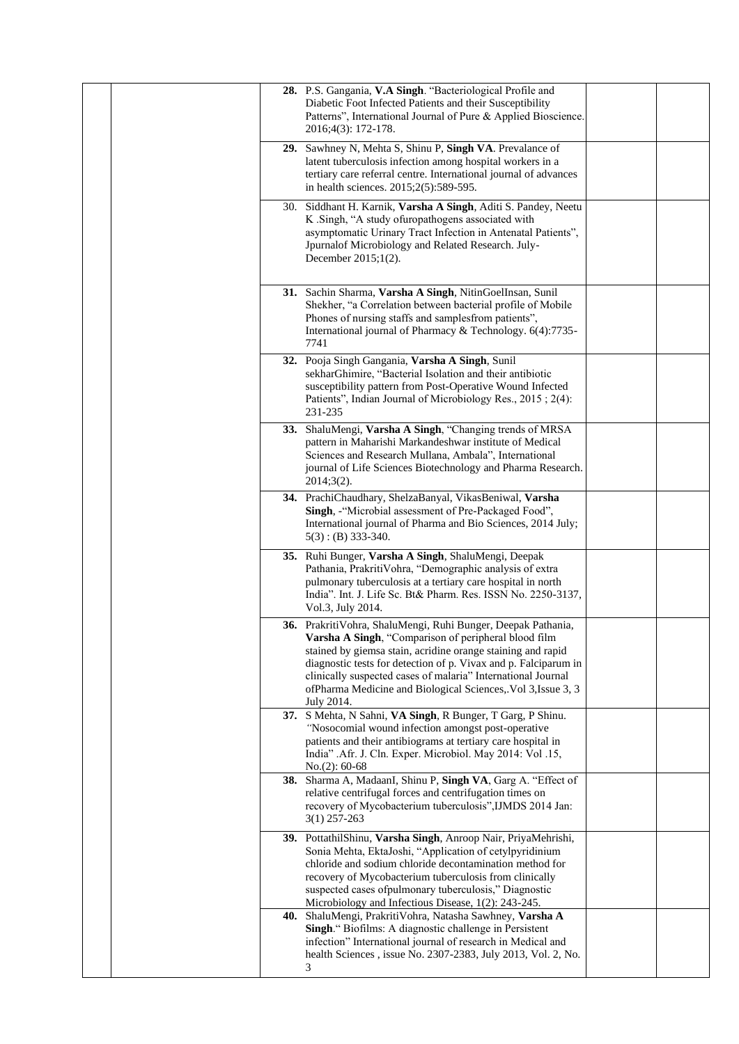| | | | | |
|---|---|---|---|---|
| | | **28.** P.S. Gangania, **V.A Singh**. "Bacteriological Profile and Diabetic Foot Infected Patients and their Susceptibility Patterns", International Journal of Pure & Applied Bioscience. 2016;4(3): 172-178. | | |
| | | **29.** Sawhney N, Mehta S, Shinu P, **Singh VA**. Prevalance of latent tuberculosis infection among hospital workers in a tertiary care referral centre. International journal of advances in health sciences. 2015;2(5):589-595. | | |
| | | 30. Siddhant H. Karnik, **Varsha A Singh**, Aditi S. Pandey, Neetu K .Singh, "A study ofuropathogens associated with asymptomatic Urinary Tract Infection in Antenatal Patients", Jpurnalof Microbiology and Related Research. July-December 2015;1(2). | | |
| | | **31.** Sachin Sharma, **Varsha A Singh**, NitinGoelInsan, Sunil Shekher, "a Correlation between bacterial profile of Mobile Phones of nursing staffs and samplesfrom patients", International journal of Pharmacy & Technology. 6(4):7735-7741 | | |
| | | **32.** Pooja Singh Gangania, **Varsha A Singh**, Sunil sekharGhimire, "Bacterial Isolation and their antibiotic susceptibility pattern from Post-Operative Wound Infected Patients", Indian Journal of Microbiology Res., 2015 ; 2(4): 231-235 | | |
| | | **33.** ShaluMengi, **Varsha A Singh**, "Changing trends of MRSA pattern in Maharishi Markandeshwar institute of Medical Sciences and Research Mullana, Ambala", International journal of Life Sciences Biotechnology and Pharma Research. 2014;3(2). | | |
| | | **34.** PrachiChaudhary, ShelzaBanyal, VikasBeniwal, **Varsha Singh**, -"Microbial assessment of Pre-Packaged Food", International journal of Pharma and Bio Sciences, 2014 July; 5(3) : (B) 333-340. | | |
| | | **35.** Ruhi Bunger, **Varsha A Singh**, ShaluMengi, Deepak Pathania, PrakritiVohra, "Demographic analysis of extra pulmonary tuberculosis at a tertiary care hospital in north India". Int. J. Life Sc. Bt& Pharm. Res. ISSN No. 2250-3137, Vol.3, July 2014. | | |
| | | **36.** PrakritiVohra, ShaluMengi, Ruhi Bunger, Deepak Pathania, **Varsha A Singh**, "Comparison of peripheral blood film stained by giemsa stain, acridine orange staining and rapid diagnostic tests for detection of p. Vivax and p. Falciparum in clinically suspected cases of malaria" International Journal ofPharma Medicine and Biological Sciences,.Vol 3,Issue 3, 3 July 2014. | | |
| | | **37.** S Mehta, N Sahni, **VA Singh**, R Bunger, T Garg, P Shinu. *"*Nosocomial wound infection amongst post-operative patients and their antibiograms at tertiary care hospital in India" .Afr. J. Cln. Exper. Microbiol. May 2014: Vol .15, No.(2): 60-68 | | |
| | | **38.** Sharma A, MadaanI, Shinu P, **Singh VA**, Garg A. "Effect of relative centrifugal forces and centrifugation times on recovery of Mycobacterium tuberculosis",IJMDS 2014 Jan: 3(1) 257-263 | | |
| | | **39.** PottathilShinu, **Varsha Singh**, Anroop Nair, PriyaMehrishi, Sonia Mehta, EktaJoshi, "Application of cetylpyridinium chloride and sodium chloride decontamination method for recovery of Mycobacterium tuberculosis from clinically suspected cases ofpulmonary tuberculosis," Diagnostic Microbiology and Infectious Disease, 1(2): 243-245. | | |
| | | **40.** ShaluMengi, PrakritiVohra, Natasha Sawhney, **Varsha A Singh**." Biofilms: A diagnostic challenge in Persistent infection" International journal of research in Medical and health Sciences , issue No. 2307-2383, July 2013, Vol. 2, No. 3 | | |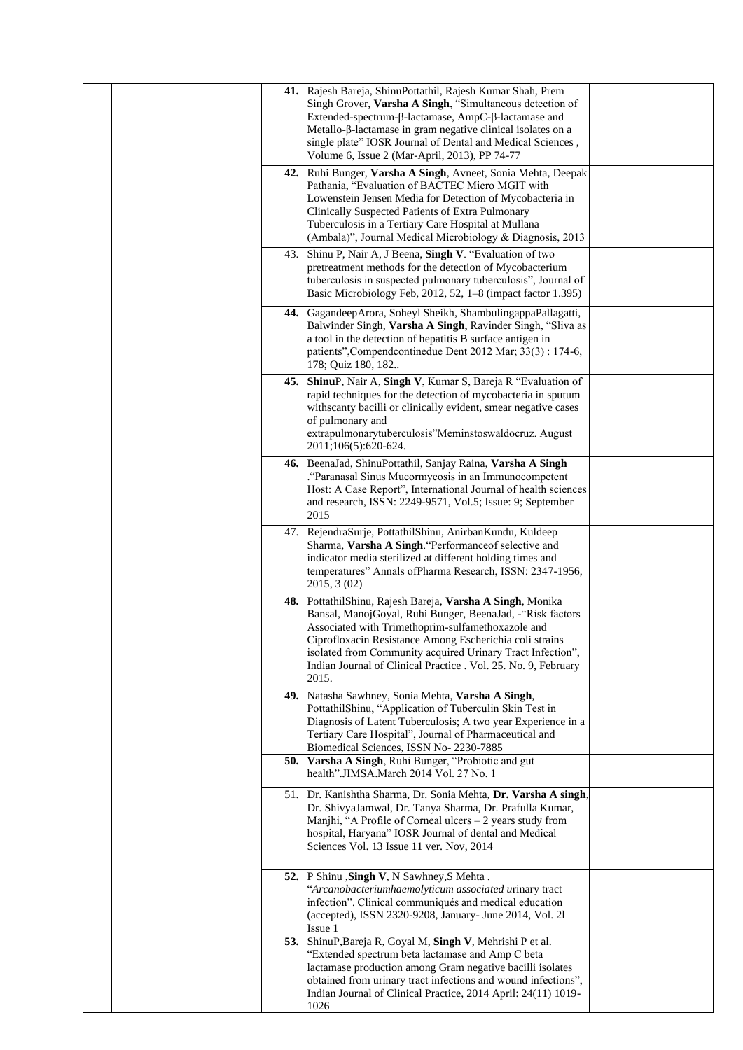| | | | | |
|---|---|---|---|---|
| | | **41.** Rajesh Bareja, ShinuPottathil, Rajesh Kumar Shah, Prem Singh Grover, **Varsha A Singh**, "Simultaneous detection of Extended-spectrum-β-lactamase, AmpC-β-lactamase and Metallo-β-lactamase in gram negative clinical isolates on a single plate" IOSR Journal of Dental and Medical Sciences , Volume 6, Issue 2 (Mar-April, 2013), PP 74-77 | | |
| | | **42.** Ruhi Bunger, **Varsha A Singh**, Avneet, Sonia Mehta, Deepak Pathania, "Evaluation of BACTEC Micro MGIT with Lowenstein Jensen Media for Detection of Mycobacteria in Clinically Suspected Patients of Extra Pulmonary Tuberculosis in a Tertiary Care Hospital at Mullana (Ambala)", Journal Medical Microbiology & Diagnosis, 2013 | | |
| | | 43. Shinu P, Nair A, J Beena, **Singh V**. "Evaluation of two pretreatment methods for the detection of Mycobacterium tuberculosis in suspected pulmonary tuberculosis", Journal of Basic Microbiology Feb, 2012, 52, 1–8 (impact factor 1.395) | | |
| | | **44.** GagandeepArora, Soheyl Sheikh, ShambulingappaPallagatti, Balwinder Singh, **Varsha A Singh**, Ravinder Singh, "Sliva as a tool in the detection of hepatitis B surface antigen in patients",Compendcontinedue Dent 2012 Mar; 33(3) : 174-6, 178; Quiz 180, 182.. | | |
| | | **45. Shinu**P, Nair A, **Singh V**, Kumar S, Bareja R "Evaluation of rapid techniques for the detection of mycobacteria in sputum withscanty bacilli or clinically evident, smear negative cases of pulmonary and extrapulmonarytuberculosis"Meminstoswaldocruz. August 2011;106(5):620-624. | | |
| | | **46.** BeenaJad, ShinuPottathil, Sanjay Raina, **Varsha A Singh** ."Paranasal Sinus Mucormycosis in an Immunocompetent Host: A Case Report", International Journal of health sciences and research, ISSN: 2249-9571, Vol.5; Issue: 9; September 2015 | | |
| | | 47. RejendraSurje, PottathilShinu, AnirbanKundu, Kuldeep Sharma, **Varsha A Singh**."Performanceof selective and indicator media sterilized at different holding times and temperatures" Annals ofPharma Research, ISSN: 2347-1956, 2015, 3 (02) | | |
| | | **48.** PottathilShinu, Rajesh Bareja, **Varsha A Singh**, Monika Bansal, ManojGoyal, Ruhi Bunger, BeenaJad, -"Risk factors Associated with Trimethoprim-sulfamethoxazole and Ciprofloxacin Resistance Among Escherichia coli strains isolated from Community acquired Urinary Tract Infection", Indian Journal of Clinical Practice . Vol. 25. No. 9, February 2015. | | |
| | | **49.** Natasha Sawhney, Sonia Mehta, **Varsha A Singh**, PottathilShinu, "Application of Tuberculin Skin Test in Diagnosis of Latent Tuberculosis; A two year Experience in a Tertiary Care Hospital", Journal of Pharmaceutical and Biomedical Sciences, ISSN No- 2230-7885 | | |
| | | **50. Varsha A Singh**, Ruhi Bunger, "Probiotic and gut health".JIMSA.March 2014 Vol. 27 No. 1 | | |
| | | 51. Dr. Kanishtha Sharma, Dr. Sonia Mehta, **Dr. Varsha A singh**, Dr. ShivyaJamwal, Dr. Tanya Sharma, Dr. Prafulla Kumar, Manjhi, "A Profile of Corneal ulcers – 2 years study from hospital, Haryana" IOSR Journal of dental and Medical Sciences Vol. 13 Issue 11 ver. Nov, 2014 | | |
| | | **52.** P Shinu ,**Singh V**, N Sawhney,S Mehta . "*Arcanobacteriumhaemolyticum associated u*rinary tract infection". Clinical communiqués and medical education (accepted), ISSN 2320-9208, January- June 2014, Vol. 2l Issue 1 | | |
| | | **53.** ShinuP,Bareja R, Goyal M, **Singh V**, Mehrishi P et al. "Extended spectrum beta lactamase and Amp C beta lactamase production among Gram negative bacilli isolates obtained from urinary tract infections and wound infections", Indian Journal of Clinical Practice, 2014 April: 24(11) 1019-1026 | | |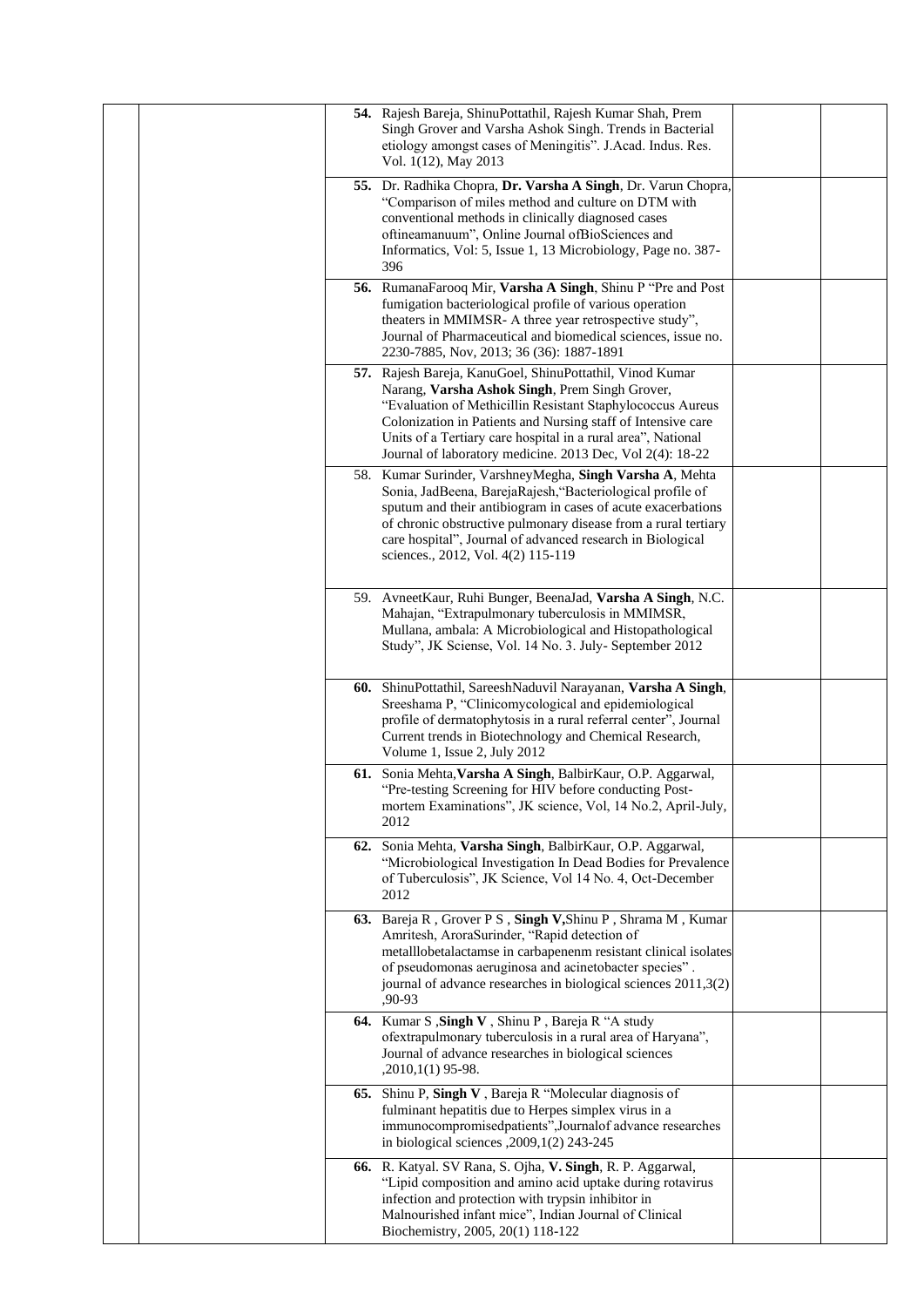|  |  |  |  |  |
|---|---|---|---|---|
|  |  | **54.** Rajesh Bareja, ShinuPottathil, Rajesh Kumar Shah, Prem Singh Grover and Varsha Ashok Singh. Trends in Bacterial etiology amongst cases of Meningitis". J.Acad. Indus. Res. Vol. 1(12), May 2013 |  |  |
|  |  | **55.** Dr. Radhika Chopra, **Dr. Varsha A Singh**, Dr. Varun Chopra, "Comparison of miles method and culture on DTM with conventional methods in clinically diagnosed cases oftineamanuum", Online Journal ofBioSciences and Informatics, Vol: 5, Issue 1, 13 Microbiology, Page no. 387-396 |  |  |
|  |  | **56.** RumanaFarooq Mir, **Varsha A Singh**, Shinu P "Pre and Post fumigation bacteriological profile of various operation theaters in MMIMSR- A three year retrospective study", Journal of Pharmaceutical and biomedical sciences, issue no. 2230-7885, Nov, 2013; 36 (36): 1887-1891 |  |  |
|  |  | **57.** Rajesh Bareja, KanuGoel, ShinuPottathil, Vinod Kumar Narang, **Varsha Ashok Singh**, Prem Singh Grover, "Evaluation of Methicillin Resistant Staphylococcus Aureus Colonization in Patients and Nursing staff of Intensive care Units of a Tertiary care hospital in a rural area", National Journal of laboratory medicine. 2013 Dec, Vol 2(4): 18-22 |  |  |
|  |  | 58. Kumar Surinder, VarshneyMegha, **Singh Varsha A**, Mehta Sonia, JadBeena, BarejaRajesh,"Bacteriological profile of sputum and their antibiogram in cases of acute exacerbations of chronic obstructive pulmonary disease from a rural tertiary care hospital", Journal of advanced research in Biological sciences., 2012, Vol. 4(2) 115-119 |  |  |
|  |  | 59. AvneetKaur, Ruhi Bunger, BeenaJad, **Varsha A Singh**, N.C. Mahajan, "Extrapulmonary tuberculosis in MMIMSR, Mullana, ambala: A Microbiological and Histopathological Study", JK Sciense, Vol. 14 No. 3. July- September 2012 |  |  |
|  |  | **60.** ShinuPottathil, SareeshNaduvil Narayanan, **Varsha A Singh**, Sreeshama P, "Clinicomycological and epidemiological profile of dermatophytosis in a rural referral center", Journal Current trends in Biotechnology and Chemical Research, Volume 1, Issue 2, July 2012 |  |  |
|  |  | **61.** Sonia Mehta,**Varsha A Singh**, BalbirKaur, O.P. Aggarwal, "Pre-testing Screening for HIV before conducting Post-mortem Examinations", JK science, Vol, 14 No.2, April-July, 2012 |  |  |
|  |  | **62.** Sonia Mehta, **Varsha Singh**, BalbirKaur, O.P. Aggarwal, "Microbiological Investigation In Dead Bodies for Prevalence of Tuberculosis", JK Science, Vol 14 No. 4, Oct-December 2012 |  |  |
|  |  | **63.** Bareja R , Grover P S , **Singh V,**Shinu P , Shrama M , Kumar Amritesh, AroraSurinder, "Rapid detection of metalllobetalactamse in carbapenenm resistant clinical isolates of pseudomonas aeruginosa and acinetobacter species" . journal of advance researches in biological sciences 2011,3(2) ,90-93 |  |  |
|  |  | **64.** Kumar S ,**Singh V** , Shinu P , Bareja R "A study ofextrapulmonary tuberculosis in a rural area of Haryana", Journal of advance researches in biological sciences ,2010,1(1) 95-98. |  |  |
|  |  | **65.** Shinu P, **Singh V** , Bareja R "Molecular diagnosis of fulminant hepatitis due to Herpes simplex virus in a immunocompromisedpatients",Journalof advance researches in biological sciences ,2009,1(2) 243-245 |  |  |
|  |  | **66.** R. Katyal. SV Rana, S. Ojha, **V. Singh**, R. P. Aggarwal, "Lipid composition and amino acid uptake during rotavirus infection and protection with trypsin inhibitor in Malnourished infant mice", Indian Journal of Clinical Biochemistry, 2005, 20(1) 118-122 |  |  |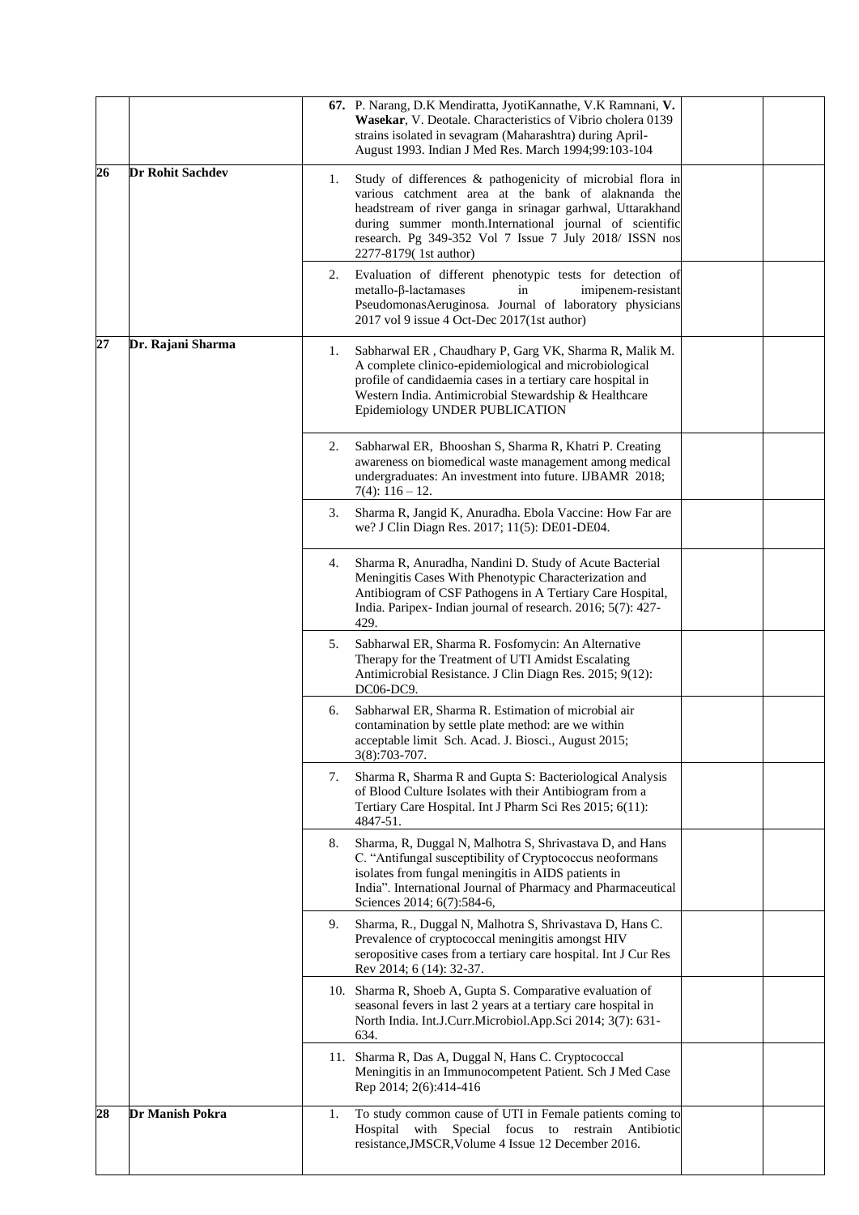| | | | | |
|---|---|---|---|---|
| | | **67.** P. Narang, D.K Mendiratta, JyotiKannathe, V.K Ramnani, **V. Wasekar**, V. Deotale. Characteristics of Vibrio cholera 0139 strains isolated in sevagram (Maharashtra) during April-August 1993. Indian J Med Res. March 1994;99:103-104 | | |
| **26** | **Dr Rohit Sachdev** | 1. Study of differences & pathogenicity of microbial flora in various catchment area at the bank of alaknanda the headstream of river ganga in srinagar garhwal, Uttarakhand during summer month.International journal of scientific research. Pg 349-352 Vol 7 Issue 7 July 2018/ ISSN nos 2277-8179( 1st author) | | |
| | | 2. Evaluation of different phenotypic tests for detection of metallo-β-lactamases in imipenem-resistant PseudomonasAeruginosa. Journal of laboratory physicians 2017 vol 9 issue 4 Oct-Dec 2017(1st author) | | |
| **27** | **Dr. Rajani Sharma** | 1. Sabharwal ER , Chaudhary P, Garg VK, Sharma R, Malik M. A complete clinico-epidemiological and microbiological profile of candidaemia cases in a tertiary care hospital in Western India. Antimicrobial Stewardship & Healthcare Epidemiology UNDER PUBLICATION | | |
| | | 2. Sabharwal ER, Bhooshan S, Sharma R, Khatri P. Creating awareness on biomedical waste management among medical undergraduates: An investment into future. IJBAMR 2018; 7(4): 116 – 12. | | |
| | | 3. Sharma R, Jangid K, Anuradha. Ebola Vaccine: How Far are we? J Clin Diagn Res. 2017; 11(5): DE01-DE04. | | |
| | | 4. Sharma R, Anuradha, Nandini D. Study of Acute Bacterial Meningitis Cases With Phenotypic Characterization and Antibiogram of CSF Pathogens in A Tertiary Care Hospital, India. Paripex- Indian journal of research. 2016; 5(7): 427-429. | | |
| | | 5. Sabharwal ER, Sharma R. Fosfomycin: An Alternative Therapy for the Treatment of UTI Amidst Escalating Antimicrobial Resistance. J Clin Diagn Res. 2015; 9(12): DC06-DC9. | | |
| | | 6. Sabharwal ER, Sharma R. Estimation of microbial air contamination by settle plate method: are we within acceptable limit Sch. Acad. J. Biosci., August 2015; 3(8):703-707. | | |
| | | 7. Sharma R, Sharma R and Gupta S: Bacteriological Analysis of Blood Culture Isolates with their Antibiogram from a Tertiary Care Hospital. Int J Pharm Sci Res 2015; 6(11): 4847-51. | | |
| | | 8. Sharma, R, Duggal N, Malhotra S, Shrivastava D, and Hans C. "Antifungal susceptibility of Cryptococcus neoformans isolates from fungal meningitis in AIDS patients in India". International Journal of Pharmacy and Pharmaceutical Sciences 2014; 6(7):584-6, | | |
| | | 9. Sharma, R., Duggal N, Malhotra S, Shrivastava D, Hans C. Prevalence of cryptococcal meningitis amongst HIV seropositive cases from a tertiary care hospital. Int J Cur Res Rev 2014; 6 (14): 32-37. | | |
| | | 10. Sharma R, Shoeb A, Gupta S. Comparative evaluation of seasonal fevers in last 2 years at a tertiary care hospital in North India. Int.J.Curr.Microbiol.App.Sci 2014; 3(7): 631-634. | | |
| | | 11. Sharma R, Das A, Duggal N, Hans C. Cryptococcal Meningitis in an Immunocompetent Patient. Sch J Med Case Rep 2014; 2(6):414-416 | | |
| **28** | **Dr Manish Pokra** | 1. To study common cause of UTI in Female patients coming to Hospital with Special focus to restrain Antibiotic resistance,JMSCR,Volume 4 Issue 12 December 2016. | | |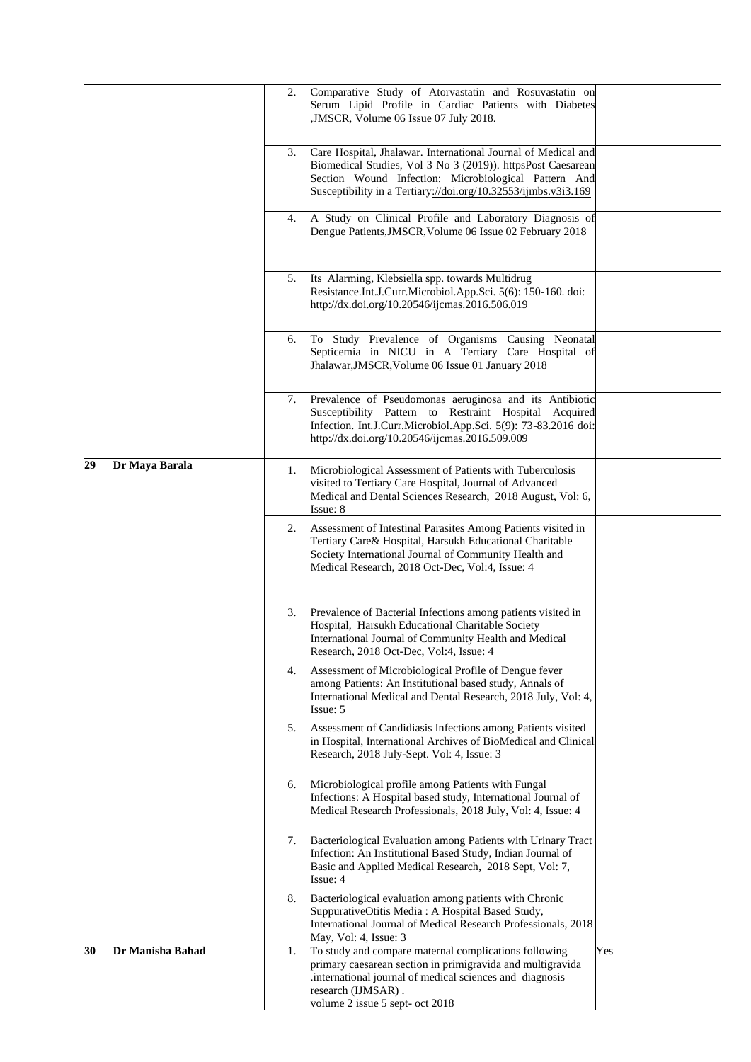| | | | | |
|---|---|---|---|---|
| | | 2. Comparative Study of Atorvastatin and Rosuvastatin on Serum Lipid Profile in Cardiac Patients with Diabetes ,JMSCR, Volume 06 Issue 07 July 2018. | | |
| | | 3. Care Hospital, Jhalawar. International Journal of Medical and Biomedical Studies, Vol 3 No 3 (2019)). httpsPost Caesarean Section Wound Infection: Microbiological Pattern And Susceptibility in a Tertiary://doi.org/10.32553/ijmbs.v3i3.169 | | |
| | | 4. A Study on Clinical Profile and Laboratory Diagnosis of Dengue Patients,JMSCR,Volume 06 Issue 02 February 2018 | | |
| | | 5. Its Alarming, Klebsiella spp. towards Multidrug Resistance.Int.J.Curr.Microbiol.App.Sci. 5(6): 150-160. doi: http://dx.doi.org/10.20546/ijcmas.2016.506.019 | | |
| | | 6. To Study Prevalence of Organisms Causing Neonatal Septicemia in NICU in A Tertiary Care Hospital of Jhalawar,JMSCR,Volume 06 Issue 01 January 2018 | | |
| | | 7. Prevalence of Pseudomonas aeruginosa and its Antibiotic Susceptibility Pattern to Restraint Hospital Acquired Infection. Int.J.Curr.Microbiol.App.Sci. 5(9): 73-83.2016 doi: http://dx.doi.org/10.20546/ijcmas.2016.509.009 | | |
| **29** | **Dr Maya Barala** | 1. Microbiological Assessment of Patients with Tuberculosis visited to Tertiary Care Hospital, Journal of Advanced Medical and Dental Sciences Research, 2018 August, Vol: 6, Issue: 8 | | |
| | | 2. Assessment of Intestinal Parasites Among Patients visited in Tertiary Care& Hospital, Harsukh Educational Charitable Society International Journal of Community Health and Medical Research, 2018 Oct-Dec, Vol:4, Issue: 4 | | |
| | | 3. Prevalence of Bacterial Infections among patients visited in Hospital, Harsukh Educational Charitable Society International Journal of Community Health and Medical Research, 2018 Oct-Dec, Vol:4, Issue: 4 | | |
| | | 4. Assessment of Microbiological Profile of Dengue fever among Patients: An Institutional based study, Annals of International Medical and Dental Research, 2018 July, Vol: 4, Issue: 5 | | |
| | | 5. Assessment of Candidiasis Infections among Patients visited in Hospital, International Archives of BioMedical and Clinical Research, 2018 July-Sept. Vol: 4, Issue: 3 | | |
| | | 6. Microbiological profile among Patients with Fungal Infections: A Hospital based study, International Journal of Medical Research Professionals, 2018 July, Vol: 4, Issue: 4 | | |
| | | 7. Bacteriological Evaluation among Patients with Urinary Tract Infection: An Institutional Based Study, Indian Journal of Basic and Applied Medical Research, 2018 Sept, Vol: 7, Issue: 4 | | |
| | | 8. Bacteriological evaluation among patients with Chronic SuppurativeOtitis Media : A Hospital Based Study, International Journal of Medical Research Professionals, 2018 May, Vol: 4, Issue: 3 | | |
| **30** | **Dr Manisha Bahad** | 1. To study and compare maternal complications following primary caesarean section in primigravida and multigravida .international journal of medical sciences and diagnosis research (IJMSAR) . volume 2 issue 5 sept- oct 2018 | Yes | |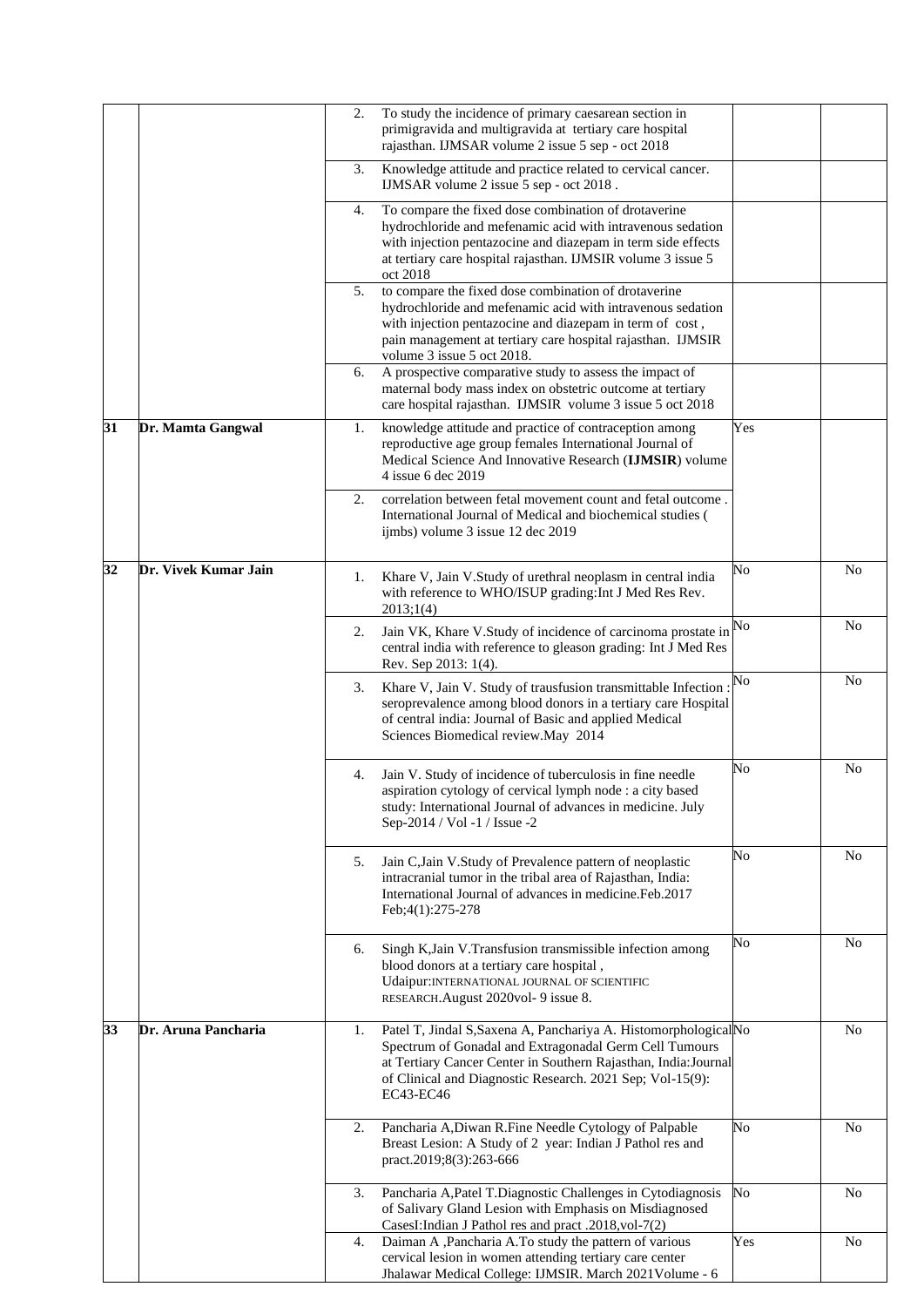| | | | | |
|---|---|---|---|---|
| | | 2. To study the incidence of primary caesarean section in primigravida and multigravida at tertiary care hospital rajasthan. IJMSAR volume 2 issue 5 sep - oct 2018 | | |
| | | 3. Knowledge attitude and practice related to cervical cancer. IJMSAR volume 2 issue 5 sep - oct 2018 . | | |
| | | 4. To compare the fixed dose combination of drotaverine hydrochloride and mefenamic acid with intravenous sedation with injection pentazocine and diazepam in term side effects at tertiary care hospital rajasthan. IJMSIR volume 3 issue 5 oct 2018 | | |
| | | 5. to compare the fixed dose combination of drotaverine hydrochloride and mefenamic acid with intravenous sedation with injection pentazocine and diazepam in term of cost , pain management at tertiary care hospital rajasthan. IJMSIR volume 3 issue 5 oct 2018. | | |
| | | 6. A prospective comparative study to assess the impact of maternal body mass index on obstetric outcome at tertiary care hospital rajasthan. IJMSIR volume 3 issue 5 oct 2018 | | |
| **31** | **Dr. Mamta Gangwal** | 1. knowledge attitude and practice of contraception among reproductive age group females International Journal of Medical Science And Innovative Research (**IJMSIR**) volume 4 issue 6 dec 2019 | Yes | |
| | | 2. correlation between fetal movement count and fetal outcome . International Journal of Medical and biochemical studies ( ijmbs) volume 3 issue 12 dec 2019 | | |
| **32** | **Dr. Vivek Kumar Jain** | 1. Khare V, Jain V.Study of urethral neoplasm in central india with reference to WHO/ISUP grading:Int J Med Res Rev. 2013;1(4) | No | No |
| | | 2. Jain VK, Khare V.Study of incidence of carcinoma prostate in central india with reference to gleason grading: Int J Med Res Rev. Sep 2013: 1(4). | No | No |
| | | 3. Khare V, Jain V. Study of trausfusion transmittable Infection : seroprevalence among blood donors in a tertiary care Hospital of central india: Journal of Basic and applied Medical Sciences Biomedical review.May 2014 | No | No |
| | | 4. Jain V. Study of incidence of tuberculosis in fine needle aspiration cytology of cervical lymph node : a city based study: International Journal of advances in medicine. July Sep-2014 / Vol -1 / Issue -2 | No | No |
| | | 5. Jain C,Jain V.Study of Prevalence pattern of neoplastic intracranial tumor in the tribal area of Rajasthan, India: International Journal of advances in medicine.Feb.2017 Feb;4(1):275-278 | No | No |
| | | 6. Singh K,Jain V.Transfusion transmissible infection among blood donors at a tertiary care hospital , Udaipur:INTERNATIONAL JOURNAL OF SCIENTIFIC RESEARCH.August 2020vol- 9 issue 8. | No | No |
| **33** | **Dr. Aruna Pancharia** | 1. Patel T, Jindal S,Saxena A, Panchariya A. Histomorphological Spectrum of Gonadal and Extragonadal Germ Cell Tumours at Tertiary Cancer Center in Southern Rajasthan, India:Journal of Clinical and Diagnostic Research. 2021 Sep; Vol-15(9): EC43-EC46 | No | No |
| | | 2. Pancharia A,Diwan R.Fine Needle Cytology of Palpable Breast Lesion: A Study of 2 year: Indian J Pathol res and pract.2019;8(3):263-666 | No | No |
| | | 3. Pancharia A,Patel T.Diagnostic Challenges in Cytodiagnosis of Salivary Gland Lesion with Emphasis on Misdiagnosed CasesI:Indian J Pathol res and pract .2018,vol-7(2) | No | No |
| | | 4. Daiman A ,Pancharia A.To study the pattern of various cervical lesion in women attending tertiary care center Jhalawar Medical College: IJMSIR. March 2021Volume - 6 | Yes | No |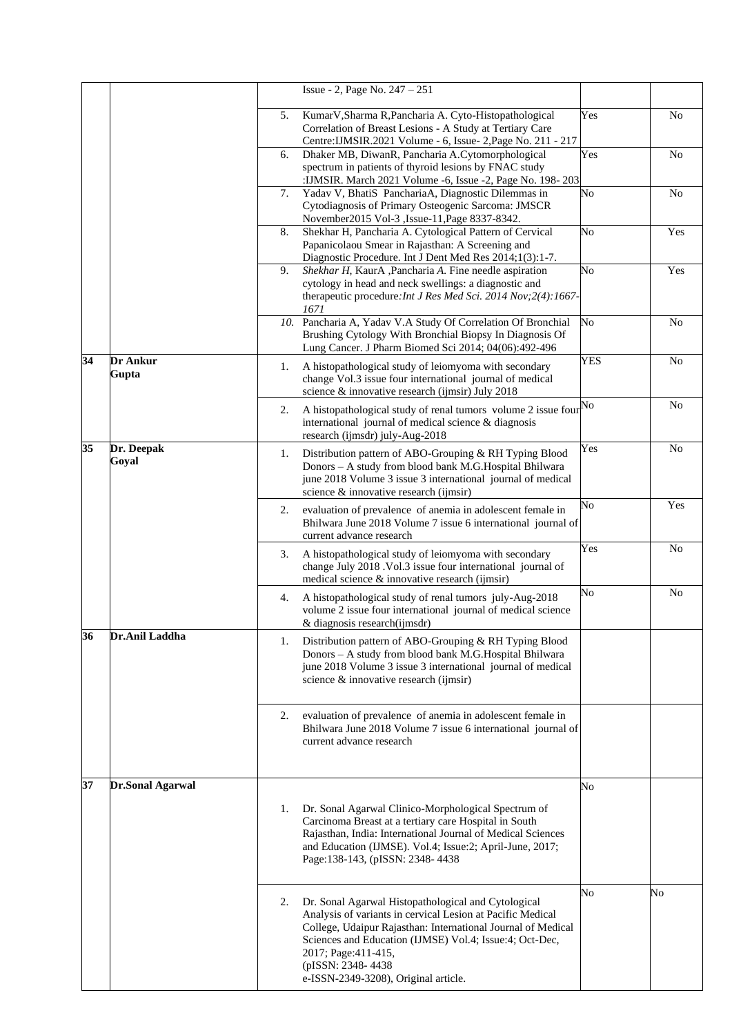| | | | | |
|---|---|---|---|---|
| | | Issue - 2, Page No. 247 – 251 | | |
| | | 5. KumarV,Sharma R,Pancharia A. Cyto-Histopathological Correlation of Breast Lesions - A Study at Tertiary Care Centre:IJMSIR.2021 Volume - 6, Issue- 2,Page No. 211 - 217 | Yes | No |
| | | 6. Dhaker MB, DiwanR, Pancharia A.Cytomorphological spectrum in patients of thyroid lesions by FNAC study :IJMSIR. March 2021 Volume -6, Issue -2, Page No. 198- 203 | Yes | No |
| | | 7. Yadav V, BhatiS PanchariaA, Diagnostic Dilemmas in Cytodiagnosis of Primary Osteogenic Sarcoma: JMSCR November2015 Vol-3 ,Issue-11,Page 8337-8342. | No | No |
| | | 8. Shekhar H, Pancharia A. Cytological Pattern of Cervical Papanicolaou Smear in Rajasthan: A Screening and Diagnostic Procedure. Int J Dent Med Res 2014;1(3):1-7. | No | Yes |
| | | 9. *Shekhar H,* KaurA ,Pancharia *A.* Fine needle aspiration cytology in head and neck swellings: a diagnostic and therapeutic procedure:*Int J Res Med Sci. 2014 Nov;2(4):1667-1671* | No | Yes |
| | | *10.* Pancharia A, Yadav V.A Study Of Correlation Of Bronchial Brushing Cytology With Bronchial Biopsy In Diagnosis Of Lung Cancer. J Pharm Biomed Sci 2014; 04(06):492-496 | No | No |
| **34** | **Dr Ankur Gupta** | 1. A histopathological study of leiomyoma with secondary change Vol.3 issue four international journal of medical science & innovative research (ijmsir) July 2018 | YES | No |
| | | 2. A histopathological study of renal tumors volume 2 issue four international journal of medical science & diagnosis research (ijmsdr) july-Aug-2018 | No | No |
| **35** | **Dr. Deepak Goyal** | 1. Distribution pattern of ABO-Grouping & RH Typing Blood Donors – A study from blood bank M.G.Hospital Bhilwara june 2018 Volume 3 issue 3 international journal of medical science & innovative research (ijmsir) | Yes | No |
| | | 2. evaluation of prevalence of anemia in adolescent female in Bhilwara June 2018 Volume 7 issue 6 international journal of current advance research | No | Yes |
| | | 3. A histopathological study of leiomyoma with secondary change July 2018 .Vol.3 issue four international journal of medical science & innovative research (ijmsir) | Yes | No |
| | | 4. A histopathological study of renal tumors july-Aug-2018 volume 2 issue four international journal of medical science & diagnosis research(ijmsdr) | No | No |
| **36** | **Dr.Anil Laddha** | 1. Distribution pattern of ABO-Grouping & RH Typing Blood Donors – A study from blood bank M.G.Hospital Bhilwara june 2018 Volume 3 issue 3 international journal of medical science & innovative research (ijmsir) | | |
| | | 2. evaluation of prevalence of anemia in adolescent female in Bhilwara June 2018 Volume 7 issue 6 international journal of current advance research | | |
| **37** | **Dr.Sonal Agarwal** | 1. Dr. Sonal Agarwal Clinico-Morphological Spectrum of Carcinoma Breast at a tertiary care Hospital in South Rajasthan, India: International Journal of Medical Sciences and Education (IJMSE). Vol.4; Issue:2; April-June, 2017; Page:138-143, (pISSN: 2348- 4438 | No | |
| | | 2. Dr. Sonal Agarwal Histopathological and Cytological Analysis of variants in cervical Lesion at Pacific Medical College, Udaipur Rajasthan: International Journal of Medical Sciences and Education (IJMSE) Vol.4; Issue:4; Oct-Dec, 2017; Page:411-415, (pISSN: 2348- 4438 e-ISSN-2349-3208), Original article. | No | No |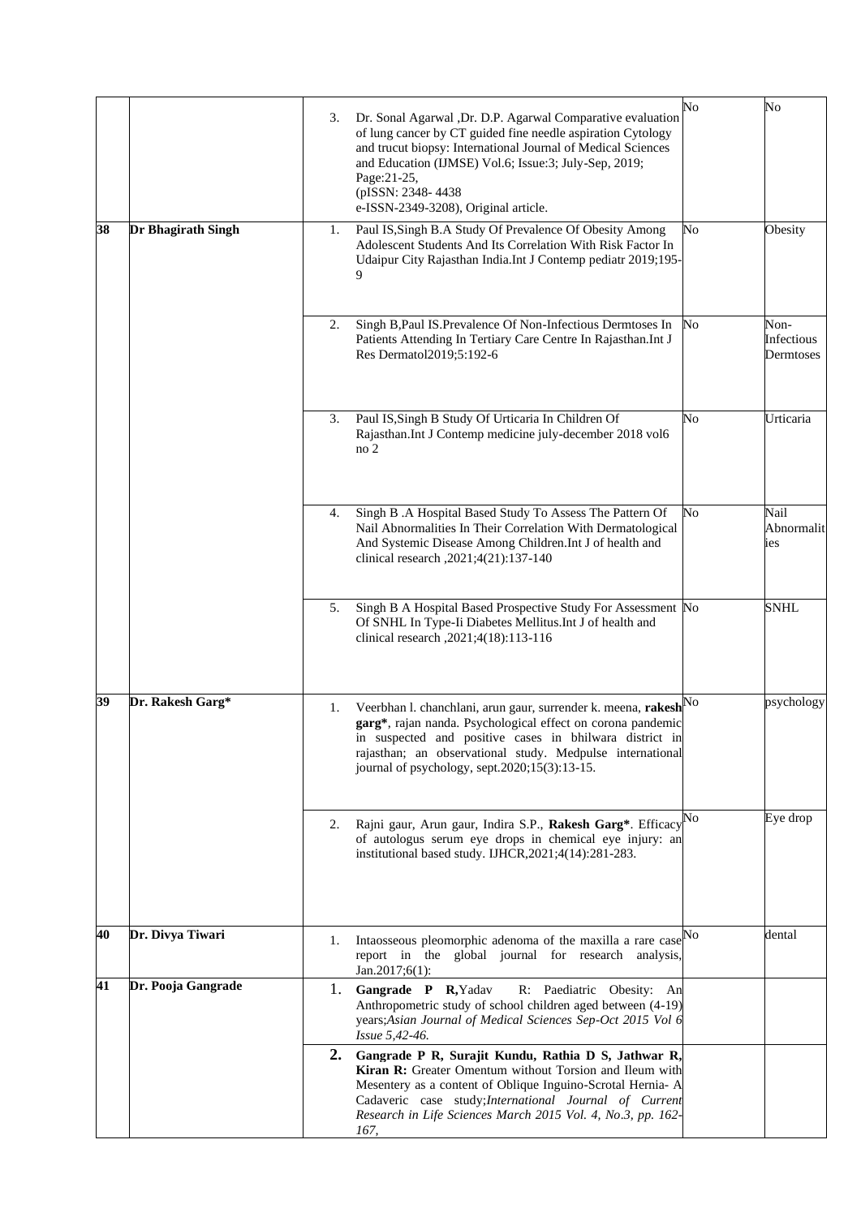| | | | | |
|---|---|---|---|---|
| | | 3. Dr. Sonal Agarwal ,Dr. D.P. Agarwal Comparative evaluation of lung cancer by CT guided fine needle aspiration Cytology and trucut biopsy: International Journal of Medical Sciences and Education (IJMSE) Vol.6; Issue:3; July-Sep, 2019; Page:21-25, (pISSN: 2348- 4438 e-ISSN-2349-3208), Original article. | No | No |
| **38** | **Dr Bhagirath Singh** | 1. Paul IS,Singh B.A Study Of Prevalence Of Obesity Among Adolescent Students And Its Correlation With Risk Factor In Udaipur City Rajasthan India.Int J Contemp pediatr 2019;195-9 | No | Obesity |
| | | 2. Singh B,Paul IS.Prevalence Of Non-Infectious Dermtoses In Patients Attending In Tertiary Care Centre In Rajasthan.Int J Res Dermatol2019;5:192-6 | No | Non-Infectious Dermtoses |
| | | 3. Paul IS,Singh B Study Of Urticaria In Children Of Rajasthan.Int J Contemp medicine july-december 2018 vol6 no 2 | No | Urticaria |
| | | 4. Singh B .A Hospital Based Study To Assess The Pattern Of Nail Abnormalities In Their Correlation With Dermatological And Systemic Disease Among Children.Int J of health and clinical research ,2021;4(21):137-140 | No | Nail Abnormalities |
| | | 5. Singh B A Hospital Based Prospective Study For Assessment Of SNHL In Type-Ii Diabetes Mellitus.Int J of health and clinical research ,2021;4(18):113-116 | No | SNHL |
| **39** | **Dr. Rakesh Garg*** | 1. Veerbhan l. chanchlani, arun gaur, surrender k. meena, **rakesh garg***, rajan nanda. Psychological effect on corona pandemic in suspected and positive cases in bhilwara district in rajasthan; an observational study. Medpulse international journal of psychology, sept.2020;15(3):13-15. | No | psychology |
| | | 2. Rajni gaur, Arun gaur, Indira S.P., **Rakesh Garg***. Efficacy of autologus serum eye drops in chemical eye injury: an institutional based study. IJHCR,2021;4(14):281-283. | No | Eye drop |
| **40** | **Dr. Divya Tiwari** | 1. Intaosseous pleomorphic adenoma of the maxilla a rare case report in the global journal for research analysis, Jan.2017;6(1): | No | dental |
| **41** | **Dr. Pooja Gangrade** | 1. **Gangrade P R,** Yadav R: Paediatric Obesity: An Anthropometric study of school children aged between (4-19) years;*Asian Journal of Medical Sciences Sep-Oct 2015 Vol 6 Issue 5,42-46.* | | |
| | | 2. **Gangrade P R, Surajit Kundu, Rathia D S, Jathwar R, Kiran R:** Greater Omentum without Torsion and Ileum with Mesentery as a content of Oblique Inguino-Scrotal Hernia- A Cadaveric case study;*International Journal of Current Research in Life Sciences March 2015 Vol. 4, No.3, pp. 162-167,* | | |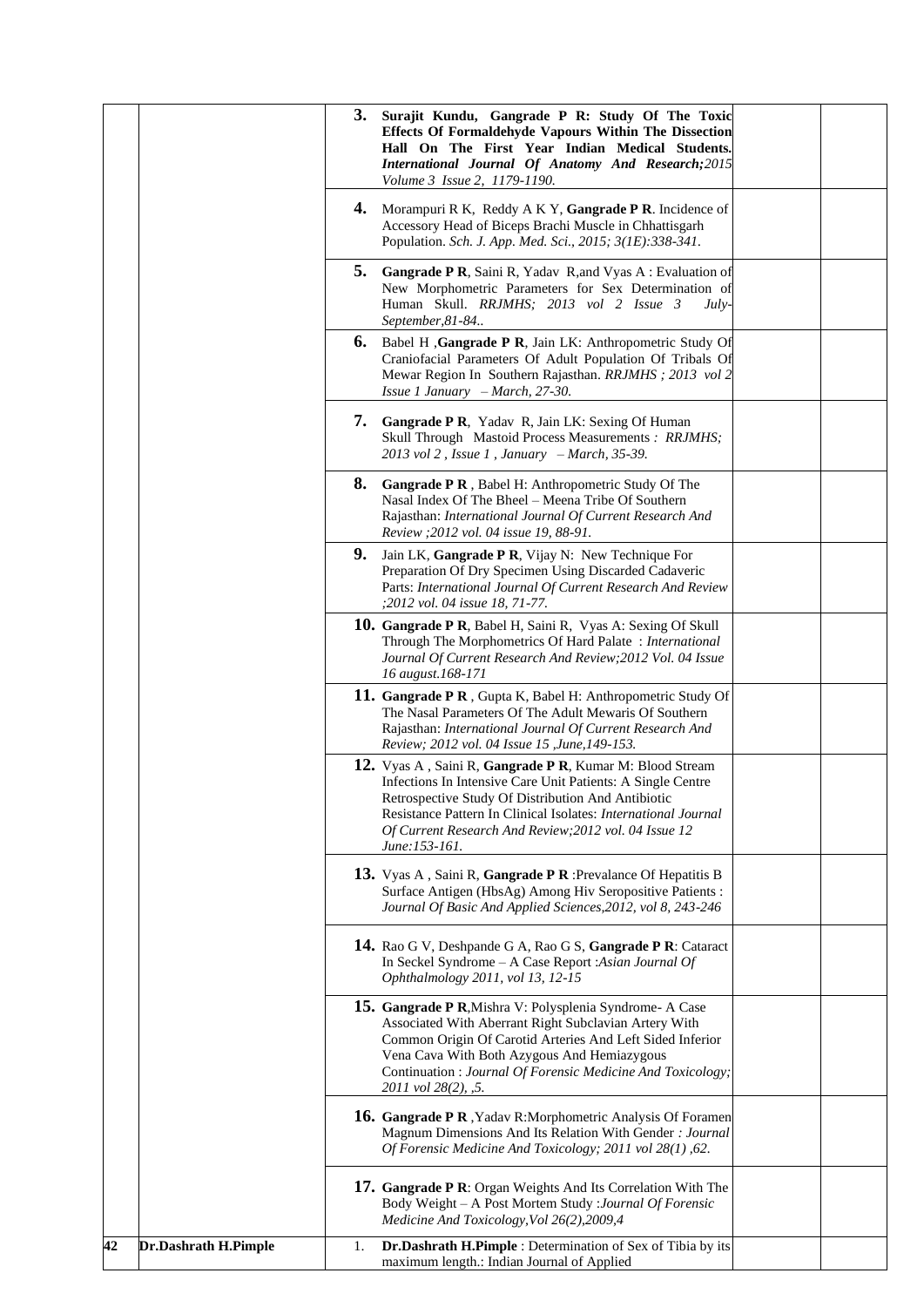| | | | | |
|---|---|---|---|---|
| | | **3.** **Surajit Kundu, Gangrade P R: Study Of The Toxic Effects Of Formaldehyde Vapours Within The Dissection Hall On The First Year Indian Medical Students.** ***International Journal Of Anatomy And Research;****2015 Volume 3 Issue 2, 1179-1190.* | | |
| | | **4.** Morampuri R K, Reddy A K Y, **Gangrade P R**. Incidence of Accessory Head of Biceps Brachi Muscle in Chhattisgarh Population. *Sch. J. App. Med. Sci., 2015; 3(1E):338-341.* | | |
| | | **5.** **Gangrade P R**, Saini R, Yadav R,and Vyas A : Evaluation of New Morphometric Parameters for Sex Determination of Human Skull. *RRJMHS; 2013 vol 2 Issue 3 July-September,81-84..* | | |
| | | **6.** Babel H ,**Gangrade P R**, Jain LK: Anthropometric Study Of Craniofacial Parameters Of Adult Population Of Tribals Of Mewar Region In Southern Rajasthan. *RRJMHS ; 2013 vol 2 Issue 1 January – March, 27-30.* | | |
| | | **7.** **Gangrade P R**, Yadav R, Jain LK: Sexing Of Human Skull Through Mastoid Process Measurements *: RRJMHS; 2013 vol 2 , Issue 1 , January – March, 35-39.* | | |
| | | **8.** **Gangrade P R** , Babel H: Anthropometric Study Of The Nasal Index Of The Bheel – Meena Tribe Of Southern Rajasthan: *International Journal Of Current Research And Review ;2012 vol. 04 issue 19, 88-91.* | | |
| | | **9.** Jain LK, **Gangrade P R**, Vijay N: New Technique For Preparation Of Dry Specimen Using Discarded Cadaveric Parts: *International Journal Of Current Research And Review ;2012 vol. 04 issue 18, 71-77.* | | |
| | | **10.** **Gangrade P R**, Babel H, Saini R, Vyas A: Sexing Of Skull Through The Morphometrics Of Hard Palate : *International Journal Of Current Research And Review;2012 Vol. 04 Issue 16 august.168-171* | | |
| | | **11.** **Gangrade P R** , Gupta K, Babel H: Anthropometric Study Of The Nasal Parameters Of The Adult Mewaris Of Southern Rajasthan: *International Journal Of Current Research And Review; 2012 vol. 04 Issue 15 ,June,149-153.* | | |
| | | **12.** Vyas A , Saini R, **Gangrade P R**, Kumar M: Blood Stream Infections In Intensive Care Unit Patients: A Single Centre Retrospective Study Of Distribution And Antibiotic Resistance Pattern In Clinical Isolates: *International Journal Of Current Research And Review;2012 vol. 04 Issue 12 June:153-161.* | | |
| | | **13.** Vyas A , Saini R, **Gangrade P R** :Prevalance Of Hepatitis B Surface Antigen (HbsAg) Among Hiv Seropositive Patients : *Journal Of Basic And Applied Sciences,2012, vol 8, 243-246* | | |
| | | **14.** Rao G V, Deshpande G A, Rao G S, **Gangrade P R**: Cataract In Seckel Syndrome – A Case Report :*Asian Journal Of Ophthalmology 2011, vol 13, 12-15* | | |
| | | **15.** **Gangrade P R**,Mishra V: Polysplenia Syndrome- A Case Associated With Aberrant Right Subclavian Artery With Common Origin Of Carotid Arteries And Left Sided Inferior Vena Cava With Both Azygous And Hemiazygous Continuation : *Journal Of Forensic Medicine And Toxicology; 2011 vol 28(2), ,5.* | | |
| | | **16.** **Gangrade P R** ,Yadav R:Morphometric Analysis Of Foramen Magnum Dimensions And Its Relation With Gender *: Journal Of Forensic Medicine And Toxicology; 2011 vol 28(1) ,62.* | | |
| | | **17.** **Gangrade P R**: Organ Weights And Its Correlation With The Body Weight – A Post Mortem Study :*Journal Of Forensic Medicine And Toxicology,Vol 26(2),2009,4* | | |
| **42** | **Dr.Dashrath H.Pimple** | 1. **Dr.Dashrath H.Pimple** : Determination of Sex of Tibia by its maximum length.: Indian Journal of Applied | | |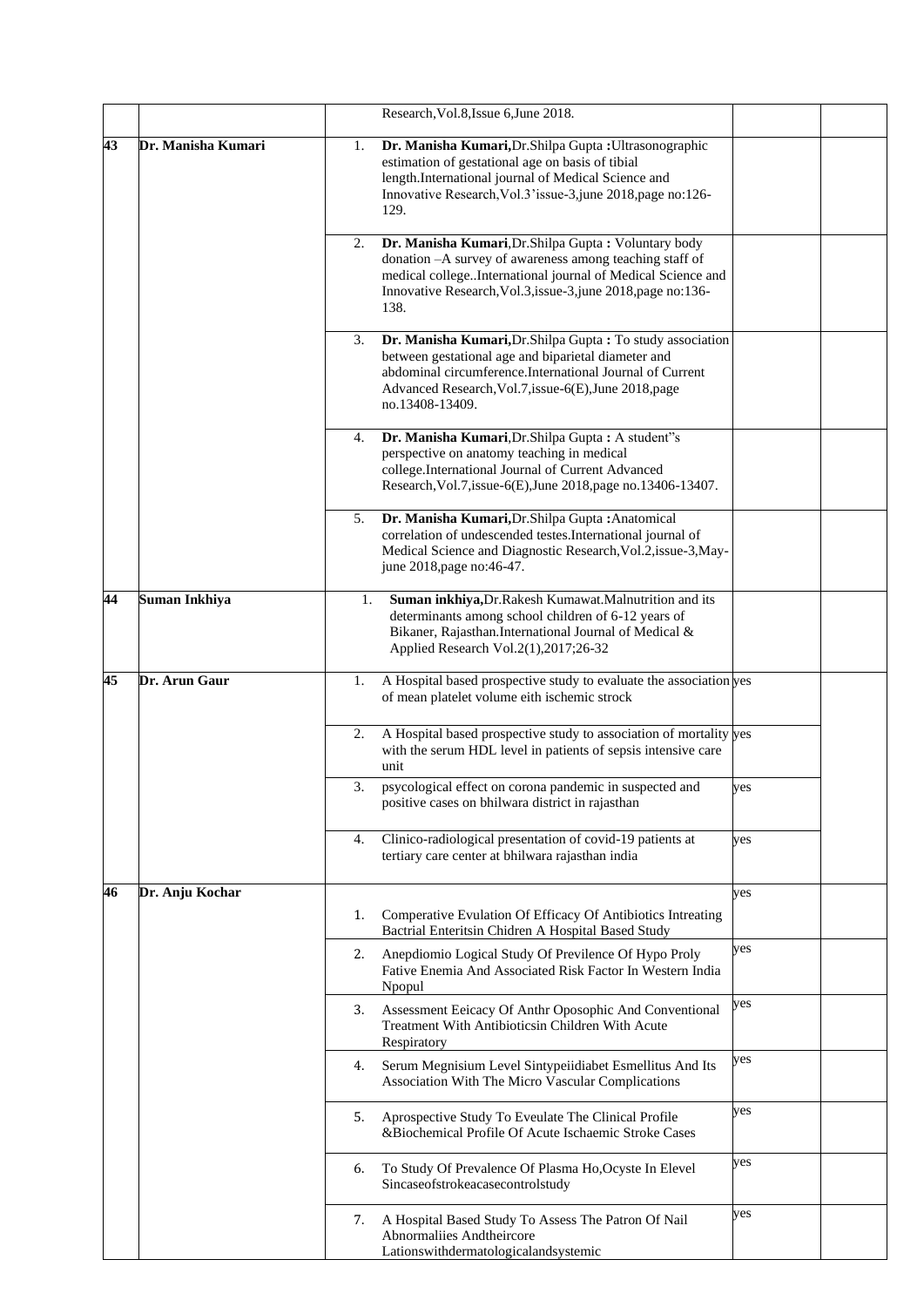| | | | | |
|---|---|---|---|---|
| | | Research,Vol.8,Issue 6,June 2018. | | |
| **43** | **Dr. Manisha Kumari** | 1. **Dr. Manisha Kumari,**Dr.Shilpa Gupta **:**Ultrasonographic estimation of gestational age on basis of tibial length.International journal of Medical Science and Innovative Research,Vol.3'issue-3,june 2018,page no:126-129. | | |
| | | 2. **Dr. Manisha Kumari**,Dr.Shilpa Gupta **:** Voluntary body donation –A survey of awareness among teaching staff of medical college..International journal of Medical Science and Innovative Research,Vol.3,issue-3,june 2018,page no:136-138. | | |
| | | 3. **Dr. Manisha Kumari,**Dr.Shilpa Gupta **:** To study association between gestational age and biparietal diameter and abdominal circumference.International Journal of Current Advanced Research,Vol.7,issue-6(E),June 2018,page no.13408-13409. | | |
| | | 4. **Dr. Manisha Kumari**,Dr.Shilpa Gupta **:** A student"s perspective on anatomy teaching in medical college.International Journal of Current Advanced Research,Vol.7,issue-6(E),June 2018,page no.13406-13407. | | |
| | | 5. **Dr. Manisha Kumari,**Dr.Shilpa Gupta **:**Anatomical correlation of undescended testes.International journal of Medical Science and Diagnostic Research,Vol.2,issue-3,May-june 2018,page no:46-47. | | |
| **44** | **Suman Inkhiya** | 1. **Suman inkhiya,**Dr.Rakesh Kumawat.Malnutrition and its determinants among school children of 6-12 years of Bikaner, Rajasthan.International Journal of Medical & Applied Research Vol.2(1),2017;26-32 | | |
| **45** | **Dr. Arun Gaur** | 1. A Hospital based prospective study to evaluate the association of mean platelet volume eith ischemic strock | yes | |
| | | 2. A Hospital based prospective study to association of mortality with the serum HDL level in patients of sepsis intensive care unit | yes | |
| | | 3. psycological effect on corona pandemic in suspected and positive cases on bhilwara district in rajasthan | yes | |
| | | 4. Clinico-radiological presentation of covid-19 patients at tertiary care center at bhilwara rajasthan india | yes | |
| **46** | **Dr. Anju Kochar** | 1. Comperative Evulation Of Efficacy Of Antibiotics Intreating Bactrial Enteritsin Chidren A Hospital Based Study | yes | |
| | | 2. Anepdiomio Logical Study Of Previlence Of Hypo Proly Fative Enemia And Associated Risk Factor In Western India Npopul | yes | |
| | | 3. Assessment Eeicacy Of Anthr Oposophic And Conventional Treatment With Antibioticsin Children With Acute Respiratory | yes | |
| | | 4. Serum Megnisium Level Sintypeiidiabet Esmellitus And Its Association With The Micro Vascular Complications | yes | |
| | | 5. Aprospective Study To Eveulate The Clinical Profile &Biochemical Profile Of Acute Ischaemic Stroke Cases | yes | |
| | | 6. To Study Of Prevalence Of Plasma Ho,Ocyste In Elevel Sincaseofstrokeacasecontrolstudy | yes | |
| | | 7. A Hospital Based Study To Assess The Patron Of Nail Abnormaliies Andtheircore Lationswithdermatologicalandsystemic | yes | |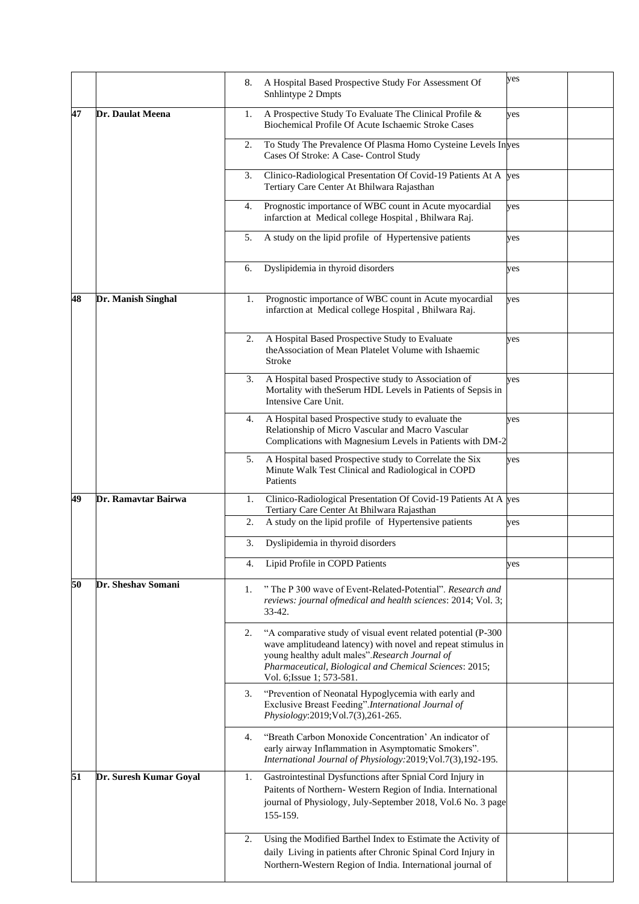| | | | | |
|---|---|---|---|---|
| | | 8. A Hospital Based Prospective Study For Assessment Of Snhlintype 2 Dmpts | yes | |
| 47 | Dr. Daulat Meena | 1. A Prospective Study To Evaluate The Clinical Profile & Biochemical Profile Of Acute Ischaemic Stroke Cases | yes | |
| | | 2. To Study The Prevalence Of Plasma Homo Cysteine Levels In Cases Of Stroke: A Case- Control Study | yes | |
| | | 3. Clinico-Radiological Presentation Of Covid-19 Patients At A Tertiary Care Center At Bhilwara Rajasthan | yes | |
| | | 4. Prognostic importance of WBC count in Acute myocardial infarction at Medical college Hospital , Bhilwara Raj. | yes | |
| | | 5. A study on the lipid profile of Hypertensive patients | yes | |
| | | 6. Dyslipidemia in thyroid disorders | yes | |
| 48 | Dr. Manish Singhal | 1. Prognostic importance of WBC count in Acute myocardial infarction at Medical college Hospital , Bhilwara Raj. | yes | |
| | | 2. A Hospital Based Prospective Study to Evaluate theAssociation of Mean Platelet Volume with Ishaemic Stroke | yes | |
| | | 3. A Hospital based Prospective study to Association of Mortality with theSerum HDL Levels in Patients of Sepsis in Intensive Care Unit. | yes | |
| | | 4. A Hospital based Prospective study to evaluate the Relationship of Micro Vascular and Macro Vascular Complications with Magnesium Levels in Patients with DM-2 | yes | |
| | | 5. A Hospital based Prospective study to Correlate the Six Minute Walk Test Clinical and Radiological in COPD Patients | yes | |
| 49 | Dr. Ramavtar Bairwa | 1. Clinico-Radiological Presentation Of Covid-19 Patients At A Tertiary Care Center At Bhilwara Rajasthan | yes | |
| | | 2. A study on the lipid profile of Hypertensive patients | yes | |
| | | 3. Dyslipidemia in thyroid disorders | | |
| | | 4. Lipid Profile in COPD Patients | yes | |
| 50 | Dr. Sheshav Somani | 1. " The P 300 wave of Event-Related-Potential". *Research and reviews: journal ofmedical and health sciences*: 2014; Vol. 3; 33-42. | | |
| | | 2. "A comparative study of visual event related potential (P-300 wave amplitudeand latency) with novel and repeat stimulus in young healthy adult males".*Research Journal of Pharmaceutical, Biological and Chemical Sciences*: 2015; Vol. 6;Issue 1; 573-581. | | |
| | | 3. "Prevention of Neonatal Hypoglycemia with early and Exclusive Breast Feeding".*International Journal of Physiology*:2019;Vol.7(3),261-265. | | |
| | | 4. "Breath Carbon Monoxide Concentration' An indicator of early airway Inflammation in Asymptomatic Smokers". *International Journal of Physiology:*2019;Vol.7(3),192-195. | | |
| 51 | Dr. Suresh Kumar Goyal | 1. Gastrointestinal Dysfunctions after Spnial Cord Injury in Paitents of Northern- Western Region of India. International journal of Physiology, July-September 2018, Vol.6 No. 3 page 155-159. | | |
| | | 2. Using the Modified Barthel Index to Estimate the Activity of daily Living in patients after Chronic Spinal Cord Injury in Northern-Western Region of India. International journal of | | |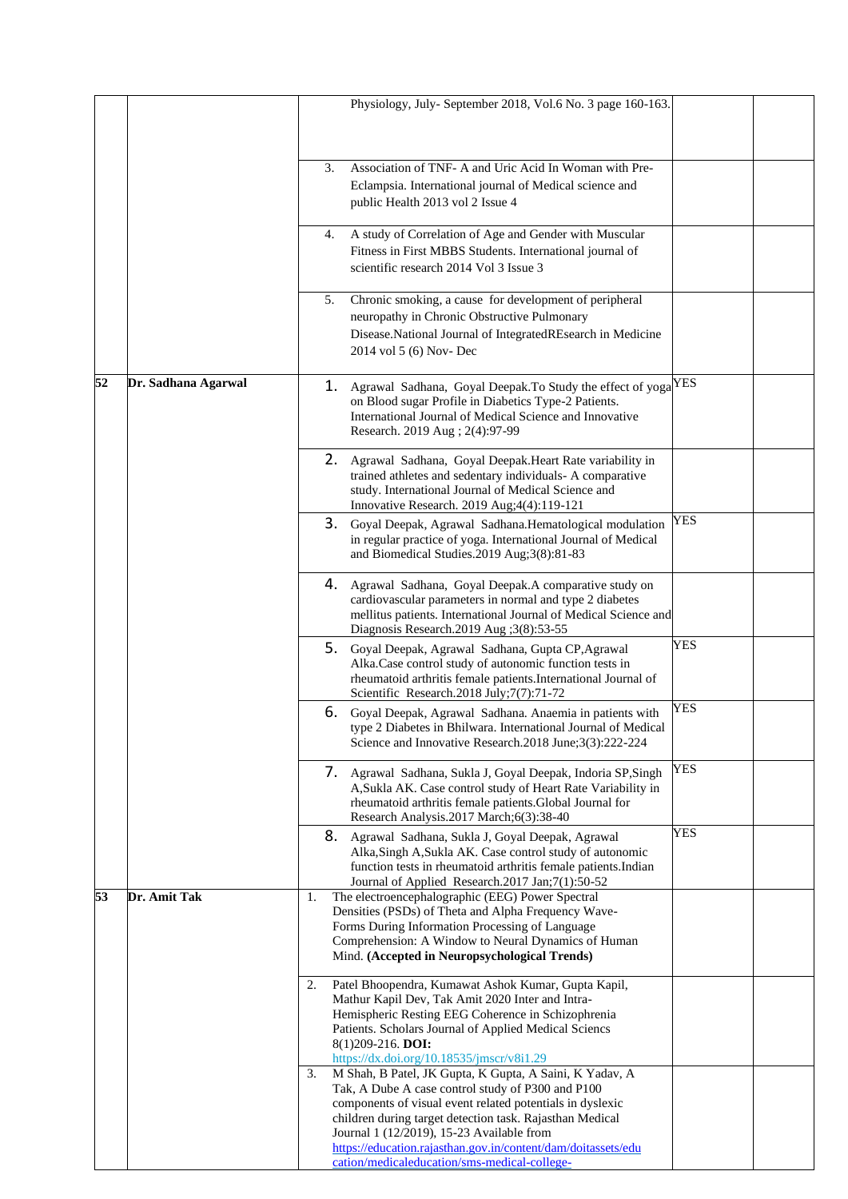| | | | | |
|---|---|---|---|---|
| | | Physiology, July- September 2018, Vol.6 No. 3 page 160-163. | | |
| | | 3. Association of TNF- A and Uric Acid In Woman with Pre-Eclampsia. International journal of Medical science and public Health 2013 vol 2 Issue 4 | | |
| | | 4. A study of Correlation of Age and Gender with Muscular Fitness in First MBBS Students. International journal of scientific research 2014 Vol 3 Issue 3 | | |
| | | 5. Chronic smoking, a cause for development of peripheral neuropathy in Chronic Obstructive Pulmonary Disease.National Journal of IntegratedREsearch in Medicine 2014 vol 5 (6) Nov- Dec | | |
| **52** | **Dr. Sadhana Agarwal** | 1. Agrawal Sadhana, Goyal Deepak.To Study the effect of yoga on Blood sugar Profile in Diabetics Type-2 Patients. International Journal of Medical Science and Innovative Research. 2019 Aug ; 2(4):97-99 | YES | |
| | | 2. Agrawal Sadhana, Goyal Deepak.Heart Rate variability in trained athletes and sedentary individuals- A comparative study. International Journal of Medical Science and Innovative Research. 2019 Aug;4(4):119-121 | | |
| | | 3. Goyal Deepak, Agrawal Sadhana.Hematological modulation in regular practice of yoga. International Journal of Medical and Biomedical Studies.2019 Aug;3(8):81-83 | YES | |
| | | 4. Agrawal Sadhana, Goyal Deepak.A comparative study on cardiovascular parameters in normal and type 2 diabetes mellitus patients. International Journal of Medical Science and Diagnosis Research.2019 Aug ;3(8):53-55 | | |
| | | 5. Goyal Deepak, Agrawal Sadhana, Gupta CP,Agrawal Alka.Case control study of autonomic function tests in rheumatoid arthritis female patients.International Journal of Scientific Research.2018 July;7(7):71-72 | YES | |
| | | 6. Goyal Deepak, Agrawal Sadhana. Anaemia in patients with type 2 Diabetes in Bhilwara. International Journal of Medical Science and Innovative Research.2018 June;3(3):222-224 | YES | |
| | | 7. Agrawal Sadhana, Sukla J, Goyal Deepak, Indoria SP,Singh A,Sukla AK. Case control study of Heart Rate Variability in rheumatoid arthritis female patients.Global Journal for Research Analysis.2017 March;6(3):38-40 | YES | |
| | | 8. Agrawal Sadhana, Sukla J, Goyal Deepak, Agrawal Alka,Singh A,Sukla AK. Case control study of autonomic function tests in rheumatoid arthritis female patients.Indian Journal of Applied Research.2017 Jan;7(1):50-52 | YES | |
| **53** | **Dr. Amit Tak** | 1. The electroencephalographic (EEG) Power Spectral Densities (PSDs) of Theta and Alpha Frequency Wave-Forms During Information Processing of Language Comprehension: A Window to Neural Dynamics of Human Mind. **(Accepted in Neuropsychological Trends)** | | |
| | | 2. Patel Bhoopendra, Kumawat Ashok Kumar, Gupta Kapil, Mathur Kapil Dev, Tak Amit 2020 Inter and Intra-Hemispheric Resting EEG Coherence in Schizophrenia Patients. Scholars Journal of Applied Medical Sciencs 8(1)209-216. **DOI:** https://dx.doi.org/10.18535/jmscr/v8i1.29 | | |
| | | 3. M Shah, B Patel, JK Gupta, K Gupta, A Saini, K Yadav, A Tak, A Dube A case control study of P300 and P100 components of visual event related potentials in dyslexic children during target detection task. Rajasthan Medical Journal 1 (12/2019), 15-23 Available from https://education.rajasthan.gov.in/content/dam/doitassets/education/medicaleducation/sms-medical-college- | | |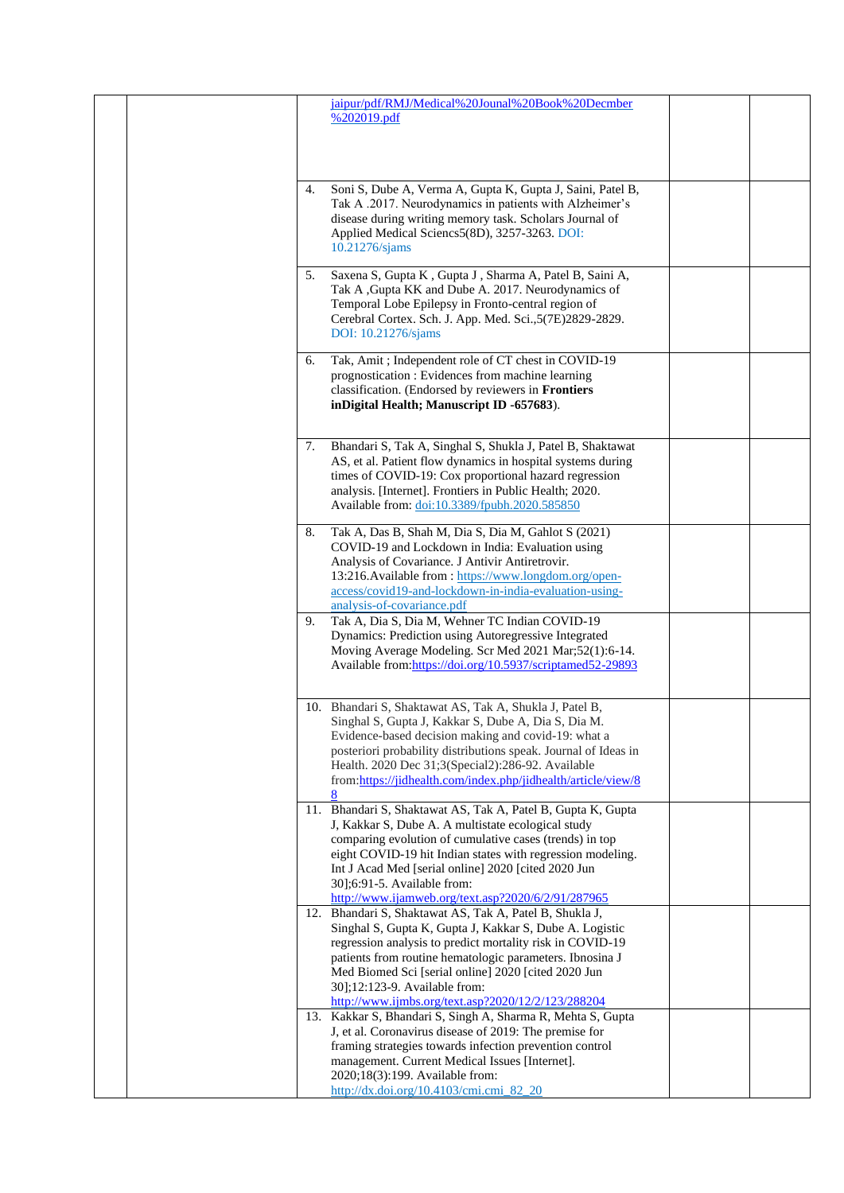| | | | | |
|---|---|---|---|---|
| | | jaipur/pdf/RMJ/Medical%20Jounal%20Book%20Decmber%202019.pdf | | |
| | | 4. Soni S, Dube A, Verma A, Gupta K, Gupta J, Saini, Patel B, Tak A .2017. Neurodynamics in patients with Alzheimer's disease during writing memory task. Scholars Journal of Applied Medical Sciencs5(8D), 3257-3263. DOI: 10.21276/sjams | | |
| | | 5. Saxena S, Gupta K , Gupta J , Sharma A, Patel B, Saini A, Tak A ,Gupta KK and Dube A. 2017. Neurodynamics of Temporal Lobe Epilepsy in Fronto-central region of Cerebral Cortex. Sch. J. App. Med. Sci.,5(7E)2829-2829. DOI: 10.21276/sjams | | |
| | | 6. Tak, Amit ; Independent role of CT chest in COVID-19 prognostication : Evidences from machine learning classification. (Endorsed by reviewers in **Frontiers inDigital Health; Manuscript ID -657683**). | | |
| | | 7. Bhandari S, Tak A, Singhal S, Shukla J, Patel B, Shaktawat AS, et al. Patient flow dynamics in hospital systems during times of COVID-19: Cox proportional hazard regression analysis. [Internet]. Frontiers in Public Health; 2020. Available from: doi:10.3389/fpubh.2020.585850 | | |
| | | 8. Tak A, Das B, Shah M, Dia S, Dia M, Gahlot S (2021) COVID-19 and Lockdown in India: Evaluation using Analysis of Covariance. J Antivir Antiretrovir. 13:216.Available from : https://www.longdom.org/open-access/covid19-and-lockdown-in-india-evaluation-using-analysis-of-covariance.pdf | | |
| | | 9. Tak A, Dia S, Dia M, Wehner TC Indian COVID-19 Dynamics: Prediction using Autoregressive Integrated Moving Average Modeling. Scr Med 2021 Mar;52(1):6-14. Available from:https://doi.org/10.5937/scriptamed52-29893 | | |
| | | 10. Bhandari S, Shaktawat AS, Tak A, Shukla J, Patel B, Singhal S, Gupta J, Kakkar S, Dube A, Dia S, Dia M. Evidence-based decision making and covid-19: what a posteriori probability distributions speak. Journal of Ideas in Health. 2020 Dec 31;3(Special2):286-92. Available from:https://jidhealth.com/index.php/jidhealth/article/view/88 | | |
| | | 11. Bhandari S, Shaktawat AS, Tak A, Patel B, Gupta K, Gupta J, Kakkar S, Dube A. A multistate ecological study comparing evolution of cumulative cases (trends) in top eight COVID-19 hit Indian states with regression modeling. Int J Acad Med [serial online] 2020 [cited 2020 Jun 30];6:91-5. Available from: http://www.ijamweb.org/text.asp?2020/6/2/91/287965 | | |
| | | 12. Bhandari S, Shaktawat AS, Tak A, Patel B, Shukla J, Singhal S, Gupta K, Gupta J, Kakkar S, Dube A. Logistic regression analysis to predict mortality risk in COVID-19 patients from routine hematologic parameters. Ibnosina J Med Biomed Sci [serial online] 2020 [cited 2020 Jun 30];12:123-9. Available from: http://www.ijmbs.org/text.asp?2020/12/2/123/288204 | | |
| | | 13. Kakkar S, Bhandari S, Singh A, Sharma R, Mehta S, Gupta J, et al. Coronavirus disease of 2019: The premise for framing strategies towards infection prevention control management. Current Medical Issues [Internet]. 2020;18(3):199. Available from: http://dx.doi.org/10.4103/cmi.cmi_82_20 | | |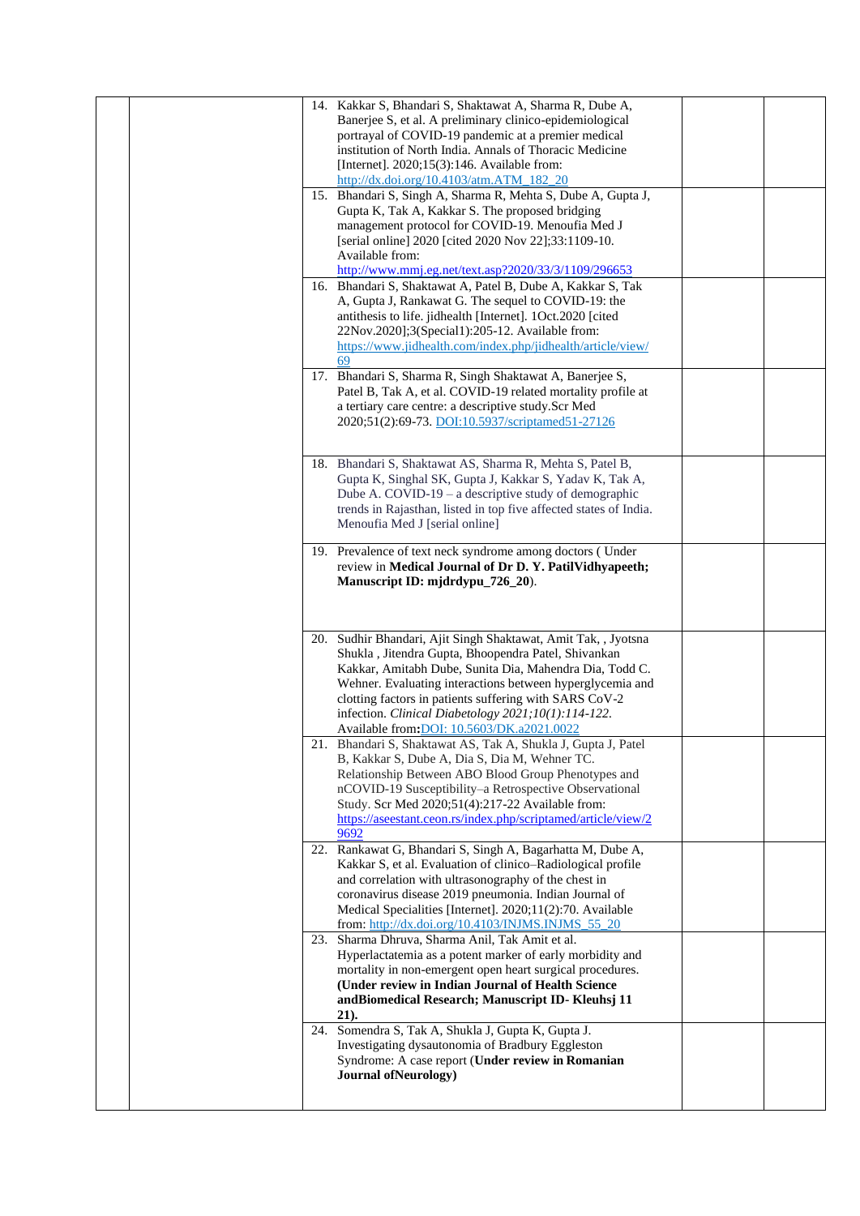| | | | | |
|---|---|---|---|---|
| | | 14. Kakkar S, Bhandari S, Shaktawat A, Sharma R, Dube A, Banerjee S, et al. A preliminary clinico-epidemiological portrayal of COVID-19 pandemic at a premier medical institution of North India. Annals of Thoracic Medicine [Internet]. 2020;15(3):146. Available from: http://dx.doi.org/10.4103/atm.ATM_182_20 | | |
| | | 15. Bhandari S, Singh A, Sharma R, Mehta S, Dube A, Gupta J, Gupta K, Tak A, Kakkar S. The proposed bridging management protocol for COVID-19. Menoufia Med J [serial online] 2020 [cited 2020 Nov 22];33:1109-10. Available from: http://www.mmj.eg.net/text.asp?2020/33/3/1109/296653 | | |
| | | 16. Bhandari S, Shaktawat A, Patel B, Dube A, Kakkar S, Tak A, Gupta J, Rankawat G. The sequel to COVID-19: the antithesis to life. jidhealth [Internet]. 1Oct.2020 [cited 22Nov.2020];3(Special1):205-12. Available from: https://www.jidhealth.com/index.php/jidhealth/article/view/69 | | |
| | | 17. Bhandari S, Sharma R, Singh Shaktawat A, Banerjee S, Patel B, Tak A, et al. COVID-19 related mortality profile at a tertiary care centre: a descriptive study.Scr Med 2020;51(2):69-73. DOI:10.5937/scriptamed51-27126 | | |
| | | 18. Bhandari S, Shaktawat AS, Sharma R, Mehta S, Patel B, Gupta K, Singhal SK, Gupta J, Kakkar S, Yadav K, Tak A, Dube A. COVID-19 – a descriptive study of demographic trends in Rajasthan, listed in top five affected states of India. Menoufia Med J [serial online] | | |
| | | 19. Prevalence of text neck syndrome among doctors ( Under review in **Medical Journal of Dr D. Y. PatilVidhyapeeth; Manuscript ID: mjdrdypu_726_20**). | | |
| | | 20. Sudhir Bhandari, Ajit Singh Shaktawat, Amit Tak, , Jyotsna Shukla , Jitendra Gupta, Bhoopendra Patel, Shivankan Kakkar, Amitabh Dube, Sunita Dia, Mahendra Dia, Todd C. Wehner. Evaluating interactions between hyperglycemia and clotting factors in patients suffering with SARS CoV-2 infection. *Clinical Diabetology 2021;10(1):114-122.* Available from**:**DOI: 10.5603/DK.a2021.0022 | | |
| | | 21. Bhandari S, Shaktawat AS, Tak A, Shukla J, Gupta J, Patel B, Kakkar S, Dube A, Dia S, Dia M, Wehner TC. Relationship Between ABO Blood Group Phenotypes and nCOVID-19 Susceptibility–a Retrospective Observational Study. Scr Med 2020;51(4):217-22 Available from: https://aseestant.ceon.rs/index.php/scriptamed/article/view/29692 | | |
| | | 22. Rankawat G, Bhandari S, Singh A, Bagarhatta M, Dube A, Kakkar S, et al. Evaluation of clinico–Radiological profile and correlation with ultrasonography of the chest in coronavirus disease 2019 pneumonia. Indian Journal of Medical Specialities [Internet]. 2020;11(2):70. Available from: http://dx.doi.org/10.4103/INJMS.INJMS_55_20 | | |
| | | 23. Sharma Dhruva, Sharma Anil, Tak Amit et al. Hyperlactatemia as a potent marker of early morbidity and mortality in non-emergent open heart surgical procedures. **(Under review in Indian Journal of Health Science andBiomedical Research; Manuscript ID- Kleuhsj 11 21).** | | |
| | | 24. Somendra S, Tak A, Shukla J, Gupta K, Gupta J. Investigating dysautonomia of Bradbury Eggleston Syndrome: A case report (**Under review in Romanian Journal ofNeurology)** | | |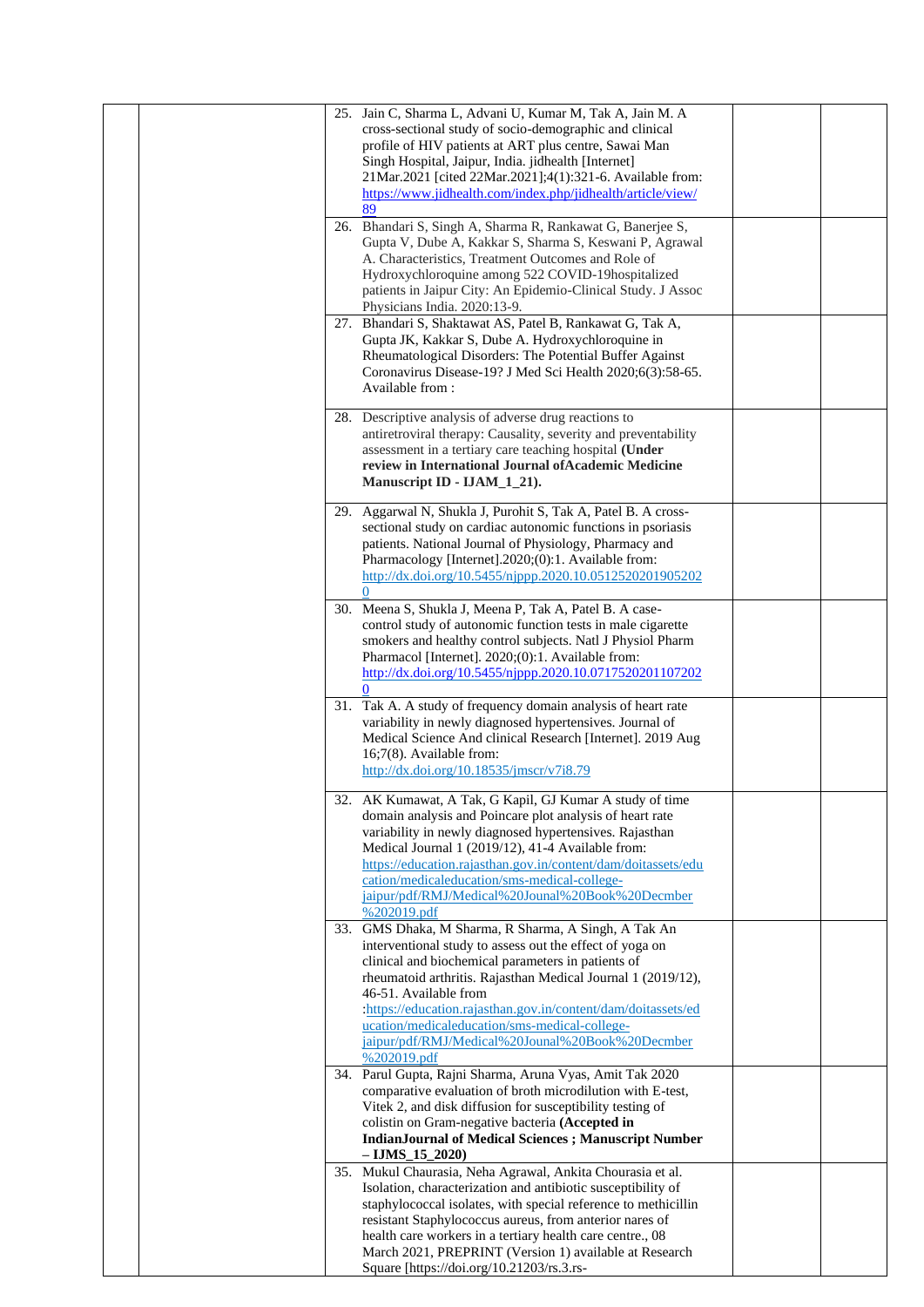| | | | | |
|---|---|---|---|---|
| | | 25. Jain C, Sharma L, Advani U, Kumar M, Tak A, Jain M. A cross-sectional study of socio-demographic and clinical profile of HIV patients at ART plus centre, Sawai Man Singh Hospital, Jaipur, India. jidhealth [Internet] 21Mar.2021 [cited 22Mar.2021];4(1):321-6. Available from: https://www.jidhealth.com/index.php/jidhealth/article/view/89 | | |
| | | 26. Bhandari S, Singh A, Sharma R, Rankawat G, Banerjee S, Gupta V, Dube A, Kakkar S, Sharma S, Keswani P, Agrawal A. Characteristics, Treatment Outcomes and Role of Hydroxychloroquine among 522 COVID-19hospitalized patients in Jaipur City: An Epidemio-Clinical Study. J Assoc Physicians India. 2020:13-9. | | |
| | | 27. Bhandari S, Shaktawat AS, Patel B, Rankawat G, Tak A, Gupta JK, Kakkar S, Dube A. Hydroxychloroquine in Rheumatological Disorders: The Potential Buffer Against Coronavirus Disease-19? J Med Sci Health 2020;6(3):58-65. Available from : | | |
| | | 28. Descriptive analysis of adverse drug reactions to antiretroviral therapy: Causality, severity and preventability assessment in a tertiary care teaching hospital **(Under review in International Journal ofAcademic Medicine Manuscript ID - IJAM_1_21).** | | |
| | | 29. Aggarwal N, Shukla J, Purohit S, Tak A, Patel B. A cross-sectional study on cardiac autonomic functions in psoriasis patients. National Journal of Physiology, Pharmacy and Pharmacology [Internet].2020;(0):1. Available from: http://dx.doi.org/10.5455/njppp.2020.10.05125202019052020 | | |
| | | 30. Meena S, Shukla J, Meena P, Tak A, Patel B. A case-control study of autonomic function tests in male cigarette smokers and healthy control subjects. Natl J Physiol Pharm Pharmacol [Internet]. 2020;(0):1. Available from: http://dx.doi.org/10.5455/njppp.2020.10.07175202011072020 | | |
| | | 31. Tak A. A study of frequency domain analysis of heart rate variability in newly diagnosed hypertensives. Journal of Medical Science And clinical Research [Internet]. 2019 Aug 16;7(8). Available from: http://dx.doi.org/10.18535/jmscr/v7i8.79 | | |
| | | 32. AK Kumawat, A Tak, G Kapil, GJ Kumar A study of time domain analysis and Poincare plot analysis of heart rate variability in newly diagnosed hypertensives. Rajasthan Medical Journal 1 (2019/12), 41-4 Available from: https://education.rajasthan.gov.in/content/dam/doitassets/education/medicaleducation/sms-medical-college-jaipur/pdf/RMJ/Medical%20Jounal%20Book%20Decmber%202019.pdf | | |
| | | 33. GMS Dhaka, M Sharma, R Sharma, A Singh, A Tak An interventional study to assess out the effect of yoga on clinical and biochemical parameters in patients of rheumatoid arthritis. Rajasthan Medical Journal 1 (2019/12), 46-51. Available from :https://education.rajasthan.gov.in/content/dam/doitassets/education/medicaleducation/sms-medical-college-jaipur/pdf/RMJ/Medical%20Jounal%20Book%20Decmber%202019.pdf | | |
| | | 34. Parul Gupta, Rajni Sharma, Aruna Vyas, Amit Tak 2020 comparative evaluation of broth microdilution with E-test, Vitek 2, and disk diffusion for susceptibility testing of colistin on Gram-negative bacteria **(Accepted in IndianJournal of Medical Sciences ; Manuscript Number – IJMS_15_2020)** | | |
| | | 35. Mukul Chaurasia, Neha Agrawal, Ankita Chourasia et al. Isolation, characterization and antibiotic susceptibility of staphylococcal isolates, with special reference to methicillin resistant Staphylococcus aureus, from anterior nares of health care workers in a tertiary health care centre., 08 March 2021, PREPRINT (Version 1) available at Research Square [https://doi.org/10.21203/rs.3.rs- | | |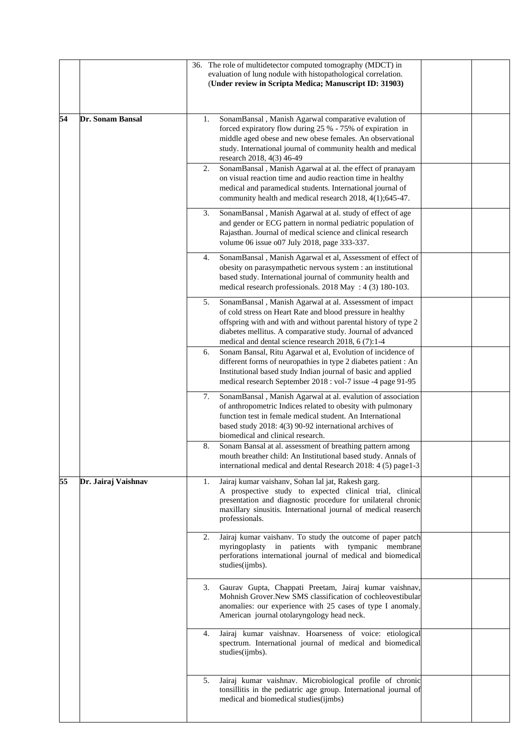| | | | | |
|---|---|---|---|---|
| | | 36. The role of multidetector computed tomography (MDCT) in evaluation of lung nodule with histopathological correlation. (**Under review in Scripta Medica; Manuscript ID: 31903)** | | |
| **54** | **Dr. Sonam Bansal** | 1. SonamBansal , Manish Agarwal comparative evalution of forced expiratory flow during 25 % - 75% of expiration in middle aged obese and new obese females. An observational study. International journal of community health and medical research 2018, 4(3) 46-49 | | |
| | | 2. SonamBansal , Manish Agarwal at al. the effect of pranayam on visual reaction time and audio reaction time in healthy medical and paramedical students. International journal of community health and medical research 2018, 4(1);645-47. | | |
| | | 3. SonamBansal , Manish Agarwal at al. study of effect of age and gender or ECG pattern in normal pediatric population of Rajasthan. Journal of medical science and clinical research volume 06 issue o07 July 2018, page 333-337. | | |
| | | 4. SonamBansal , Manish Agarwal et al, Assessment of effect of obesity on parasympathetic nervous system : an institutional based study. International journal of community health and medical research professionals. 2018 May : 4 (3) 180-103. | | |
| | | 5. SonamBansal , Manish Agarwal at al. Assessment of impact of cold stress on Heart Rate and blood pressure in healthy offspring with and with and without parental history of type 2 diabetes mellitus. A comparative study. Journal of advanced medical and dental science research 2018, 6 (7):1-4 | | |
| | | 6. Sonam Bansal, Ritu Agarwal et al, Evolution of incidence of different forms of neuropathies in type 2 diabetes patient : An Institutional based study Indian journal of basic and applied medical research September 2018 : vol-7 issue -4 page 91-95 | | |
| | | 7. SonamBansal , Manish Agarwal at al. evalution of association of anthropometric Indices related to obesity with pulmonary function test in female medical student. An International based study 2018: 4(3) 90-92 international archives of biomedical and clinical research. | | |
| | | 8. Sonam Bansal at al. assessment of breathing pattern among mouth breather child: An Institutional based study. Annals of international medical and dental Research 2018: 4 (5) page1-3 | | |
| **55** | **Dr. Jairaj Vaishnav** | 1. Jairaj kumar vaishanv, Sohan lal jat, Rakesh garg. A prospective study to expected clinical trial, clinical presentation and diagnostic procedure for unilateral chronic maxillary sinusitis. International journal of medical reaserch professionals. | | |
| | | 2. Jairaj kumar vaishanv. To study the outcome of paper patch myringoplasty in patients with tympanic membrane perforations international journal of medical and biomedical studies(ijmbs). | | |
| | | 3. Gaurav Gupta, Chappati Preetam, Jairaj kumar vaishnav, Mohnish Grover.New SMS classification of cochleovestibular anomalies: our experience with 25 cases of type I anomaly. American journal otolaryngology head neck. | | |
| | | 4. Jairaj kumar vaishnav. Hoarseness of voice: etiological spectrum. International journal of medical and biomedical studies(ijmbs). | | |
| | | 5. Jairaj kumar vaishnav. Microbiological profile of chronic tonsillitis in the pediatric age group. International journal of medical and biomedical studies(ijmbs) | | |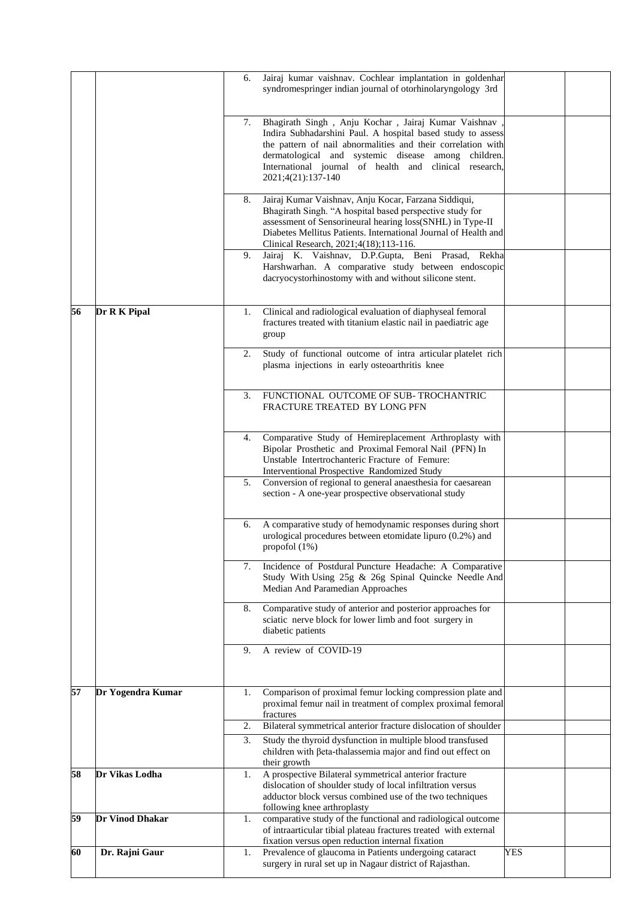| | | | | |
|---|---|---|---|---|
| | | 6. Jairaj kumar vaishnav. Cochlear implantation in goldenhar syndromespringer indian journal of otorhinolaryngology 3rd | | |
| | | 7. Bhagirath Singh , Anju Kochar , Jairaj Kumar Vaishnav , Indira Subhadarshini Paul. A hospital based study to assess the pattern of nail abnormalities and their correlation with dermatological and systemic disease among children. International journal of health and clinical research, 2021;4(21):137-140 | | |
| | | 8. Jairaj Kumar Vaishnav, Anju Kocar, Farzana Siddiqui, Bhagirath Singh. "A hospital based perspective study for assessment of Sensorineural hearing loss(SNHL) in Type-II Diabetes Mellitus Patients. International Journal of Health and Clinical Research, 2021;4(18);113-116.<br>9. Jairaj K. Vaishnav, D.P.Gupta, Beni Prasad, Rekha Harshwarhan. A comparative study between endoscopic dacryocystorhinostomy with and without silicone stent. | | |
| **56** | **Dr R K Pipal** | 1. Clinical and radiological evaluation of diaphyseal femoral fractures treated with titanium elastic nail in paediatric age group | | |
| | | 2. Study of functional outcome of intra articular platelet rich plasma injections in early osteoarthritis knee | | |
| | | 3. FUNCTIONAL OUTCOME OF SUB- TROCHANTRIC FRACTURE TREATED BY LONG PFN | | |
| | | 4. Comparative Study of Hemireplacement Arthroplasty with Bipolar Prosthetic and Proximal Femoral Nail (PFN) In Unstable Intertrochanteric Fracture of Femure: Interventional Prospective Randomized Study | | |
| | | 5. Conversion of regional to general anaesthesia for caesarean section - A one-year prospective observational study | | |
| | | 6. A comparative study of hemodynamic responses during short urological procedures between etomidate lipuro (0.2%) and propofol (1%) | | |
| | | 7. Incidence of Postdural Puncture Headache: A Comparative Study With Using 25g & 26g Spinal Quincke Needle And Median And Paramedian Approaches | | |
| | | 8. Comparative study of anterior and posterior approaches for sciatic nerve block for lower limb and foot surgery in diabetic patients | | |
| | | 9. A review of COVID-19 | | |
| **57** | **Dr Yogendra Kumar** | 1. Comparison of proximal femur locking compression plate and proximal femur nail in treatment of complex proximal femoral fractures | | |
| | | 2. Bilateral symmetrical anterior fracture dislocation of shoulder | | |
| | | 3. Study the thyroid dysfunction in multiple blood transfused children with βeta-thalassemia major and find out effect on their growth | | |
| **58** | **Dr Vikas Lodha** | 1. A prospective Bilateral symmetrical anterior fracture dislocation of shoulder study of local infiltration versus adductor block versus combined use of the two techniques following knee arthroplasty | | |
| **59** | **Dr Vinod Dhakar** | 1. comparative study of the functional and radiological outcome of intraarticular tibial plateau fractures treated with external fixation versus open reduction internal fixation | | |
| **60** | **Dr. Rajni Gaur** | 1. Prevalence of glaucoma in Patients undergoing cataract surgery in rural set up in Nagaur district of Rajasthan. | YES | |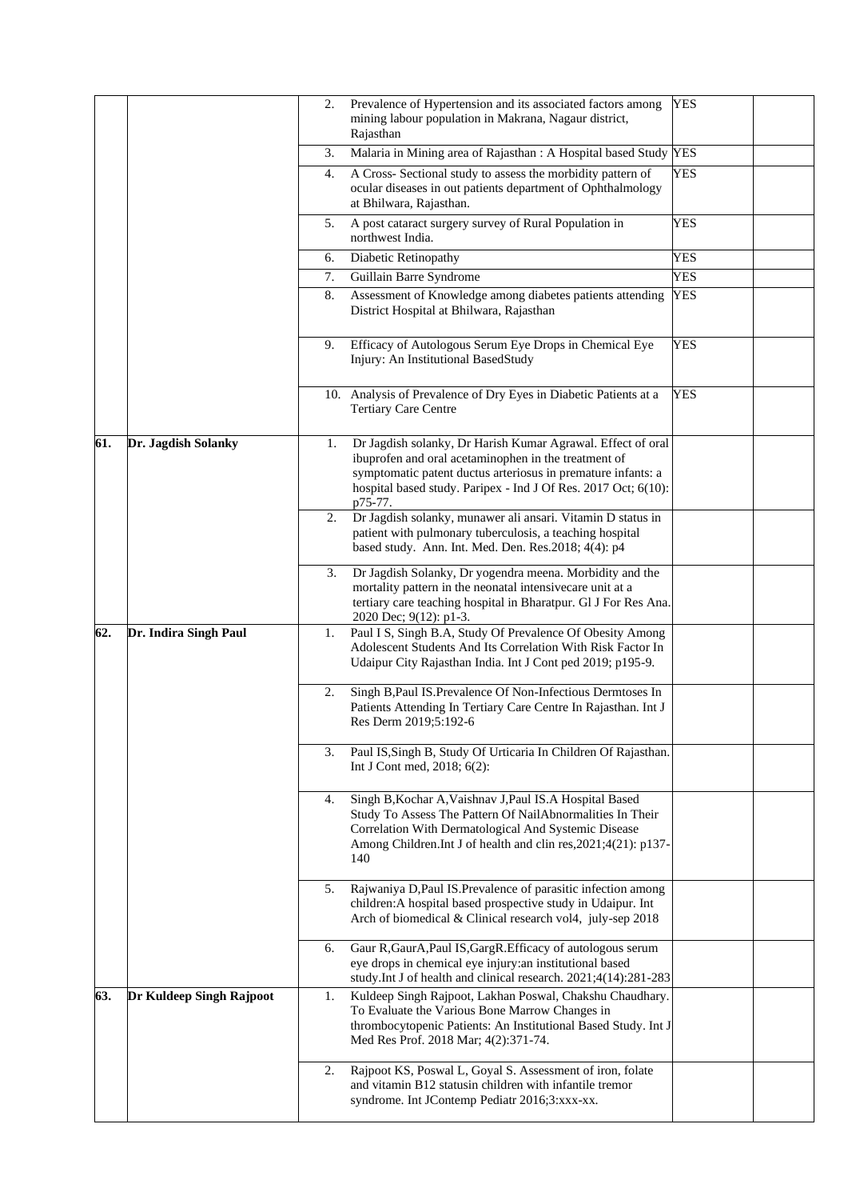| | | | | |
|---|---|---|---|---|
| | | 2. Prevalence of Hypertension and its associated factors among mining labour population in Makrana, Nagaur district, Rajasthan | YES | |
| | | 3. Malaria in Mining area of Rajasthan : A Hospital based Study | YES | |
| | | 4. A Cross- Sectional study to assess the morbidity pattern of ocular diseases in out patients department of Ophthalmology at Bhilwara, Rajasthan. | YES | |
| | | 5. A post cataract surgery survey of Rural Population in northwest India. | YES | |
| | | 6. Diabetic Retinopathy | YES | |
| | | 7. Guillain Barre Syndrome | YES | |
| | | 8. Assessment of Knowledge among diabetes patients attending District Hospital at Bhilwara, Rajasthan | YES | |
| | | 9. Efficacy of Autologous Serum Eye Drops in Chemical Eye Injury: An Institutional BasedStudy | YES | |
| | | 10. Analysis of Prevalence of Dry Eyes in Diabetic Patients at a Tertiary Care Centre | YES | |
| **61.** | **Dr. Jagdish Solanky** | 1. Dr Jagdish solanky, Dr Harish Kumar Agrawal. Effect of oral ibuprofen and oral acetaminophen in the treatment of symptomatic patent ductus arteriosus in premature infants: a hospital based study. Paripex - Ind J Of Res. 2017 Oct; 6(10): p75-77. | | |
| | | 2. Dr Jagdish solanky, munawer ali ansari. Vitamin D status in patient with pulmonary tuberculosis, a teaching hospital based study. Ann. Int. Med. Den. Res.2018; 4(4): p4 | | |
| | | 3. Dr Jagdish Solanky, Dr yogendra meena. Morbidity and the mortality pattern in the neonatal intensivecare unit at a tertiary care teaching hospital in Bharatpur. Gl J For Res Ana. 2020 Dec; 9(12): p1-3. | | |
| **62.** | **Dr. Indira Singh Paul** | 1. Paul I S, Singh B.A, Study Of Prevalence Of Obesity Among Adolescent Students And Its Correlation With Risk Factor In Udaipur City Rajasthan India. Int J Cont ped 2019; p195-9. | | |
| | | 2. Singh B,Paul IS.Prevalence Of Non-Infectious Dermtoses In Patients Attending In Tertiary Care Centre In Rajasthan. Int J Res Derm 2019;5:192-6 | | |
| | | 3. Paul IS,Singh B, Study Of Urticaria In Children Of Rajasthan. Int J Cont med, 2018; 6(2): | | |
| | | 4. Singh B,Kochar A,Vaishnav J,Paul IS.A Hospital Based Study To Assess The Pattern Of NailAbnormalities In Their Correlation With Dermatological And Systemic Disease Among Children.Int J of health and clin res,2021;4(21): p137-140 | | |
| | | 5. Rajwaniya D,Paul IS.Prevalence of parasitic infection among children:A hospital based prospective study in Udaipur. Int Arch of biomedical & Clinical research vol4, july-sep 2018 | | |
| | | 6. Gaur R,GaurA,Paul IS,GargR.Efficacy of autologous serum eye drops in chemical eye injury:an institutional based study.Int J of health and clinical research. 2021;4(14):281-283 | | |
| **63.** | **Dr Kuldeep Singh Rajpoot** | 1. Kuldeep Singh Rajpoot, Lakhan Poswal, Chakshu Chaudhary. To Evaluate the Various Bone Marrow Changes in thrombocytopenic Patients: An Institutional Based Study. Int J Med Res Prof. 2018 Mar; 4(2):371-74. | | |
| | | 2. Rajpoot KS, Poswal L, Goyal S. Assessment of iron, folate and vitamin B12 statusin children with infantile tremor syndrome. Int JContemp Pediatr 2016;3:xxx-xx. | | |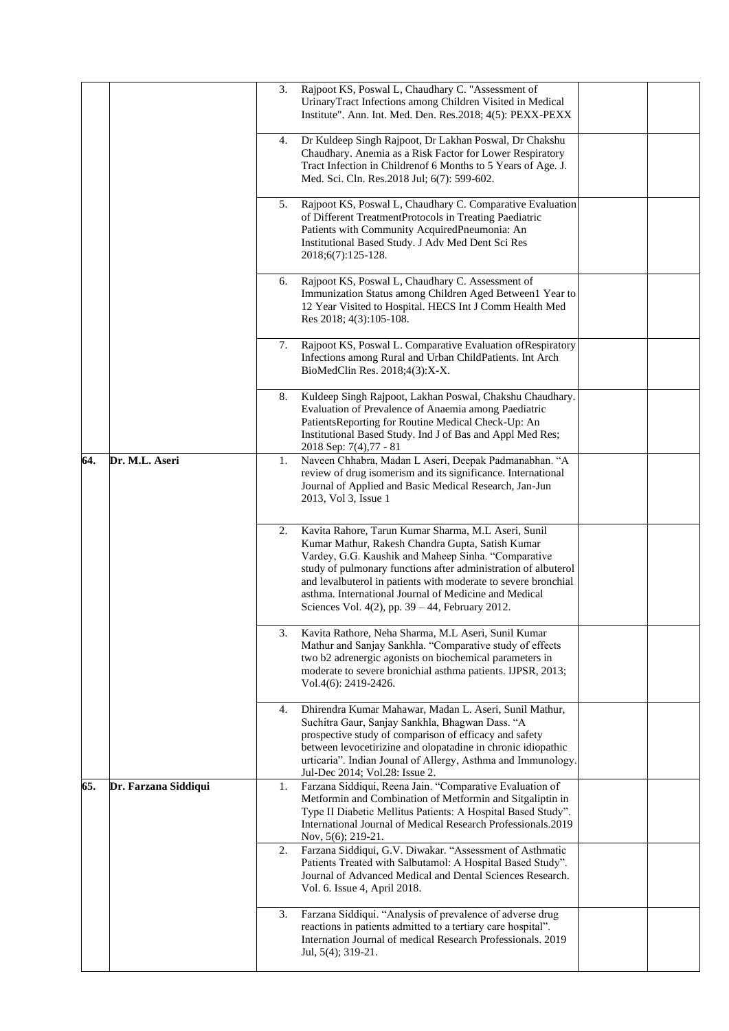| | | | | |
|---|---|---|---|---|
| | | 3. Rajpoot KS, Poswal L, Chaudhary C. "Assessment of UrinaryTract Infections among Children Visited in Medical Institute". Ann. Int. Med. Den. Res.2018; 4(5): PEXX-PEXX | | |
| | | 4. Dr Kuldeep Singh Rajpoot, Dr Lakhan Poswal, Dr Chakshu Chaudhary. Anemia as a Risk Factor for Lower Respiratory Tract Infection in Childrenof 6 Months to 5 Years of Age. J. Med. Sci. Cln. Res.2018 Jul; 6(7): 599-602. | | |
| | | 5. Rajpoot KS, Poswal L, Chaudhary C. Comparative Evaluation of Different TreatmentProtocols in Treating Paediatric Patients with Community AcquiredPneumonia: An Institutional Based Study. J Adv Med Dent Sci Res 2018;6(7):125-128. | | |
| | | 6. Rajpoot KS, Poswal L, Chaudhary C. Assessment of Immunization Status among Children Aged Between1 Year to 12 Year Visited to Hospital. HECS Int J Comm Health Med Res 2018; 4(3):105-108. | | |
| | | 7. Rajpoot KS, Poswal L. Comparative Evaluation ofRespiratory Infections among Rural and Urban ChildPatients. Int Arch BioMedClin Res. 2018;4(3):X-X. | | |
| | | 8. Kuldeep Singh Rajpoot, Lakhan Poswal, Chakshu Chaudhary. Evaluation of Prevalence of Anaemia among Paediatric PatientsReporting for Routine Medical Check-Up: An Institutional Based Study. Ind J of Bas and Appl Med Res; 2018 Sep: 7(4),77 - 81 | | |
| **64.** | **Dr. M.L. Aseri** | 1. Naveen Chhabra, Madan L Aseri, Deepak Padmanabhan. "A review of drug isomerism and its significance. International Journal of Applied and Basic Medical Research, Jan-Jun 2013, Vol 3, Issue 1 | | |
| | | 2. Kavita Rahore, Tarun Kumar Sharma, M.L Aseri, Sunil Kumar Mathur, Rakesh Chandra Gupta, Satish Kumar Vardey, G.G. Kaushik and Maheep Sinha. "Comparative study of pulmonary functions after administration of albuterol and levalbuterol in patients with moderate to severe bronchial asthma. International Journal of Medicine and Medical Sciences Vol. 4(2), pp. 39 – 44, February 2012. | | |
| | | 3. Kavita Rathore, Neha Sharma, M.L Aseri, Sunil Kumar Mathur and Sanjay Sankhla. "Comparative study of effects two b2 adrenergic agonists on biochemical parameters in moderate to severe bronichial asthma patients. IJPSR, 2013; Vol.4(6): 2419-2426. | | |
| | | 4. Dhirendra Kumar Mahawar, Madan L. Aseri, Sunil Mathur, Suchitra Gaur, Sanjay Sankhla, Bhagwan Dass. "A prospective study of comparison of efficacy and safety between levocetirizine and olopatadine in chronic idiopathic urticaria". Indian Jounal of Allergy, Asthma and Immunology. Jul-Dec 2014; Vol.28: Issue 2. | | |
| **65.** | **Dr. Farzana Siddiqui** | 1. Farzana Siddiqui, Reena Jain. "Comparative Evaluation of Metformin and Combination of Metformin and Sitgaliptin in Type II Diabetic Mellitus Patients: A Hospital Based Study". International Journal of Medical Research Professionals.2019 Nov, 5(6); 219-21. | | |
| | | 2. Farzana Siddiqui, G.V. Diwakar. "Assessment of Asthmatic Patients Treated with Salbutamol: A Hospital Based Study". Journal of Advanced Medical and Dental Sciences Research. Vol. 6. Issue 4, April 2018. | | |
| | | 3. Farzana Siddiqui. "Analysis of prevalence of adverse drug reactions in patients admitted to a tertiary care hospital". Internation Journal of medical Research Professionals. 2019 Jul, 5(4); 319-21. | | |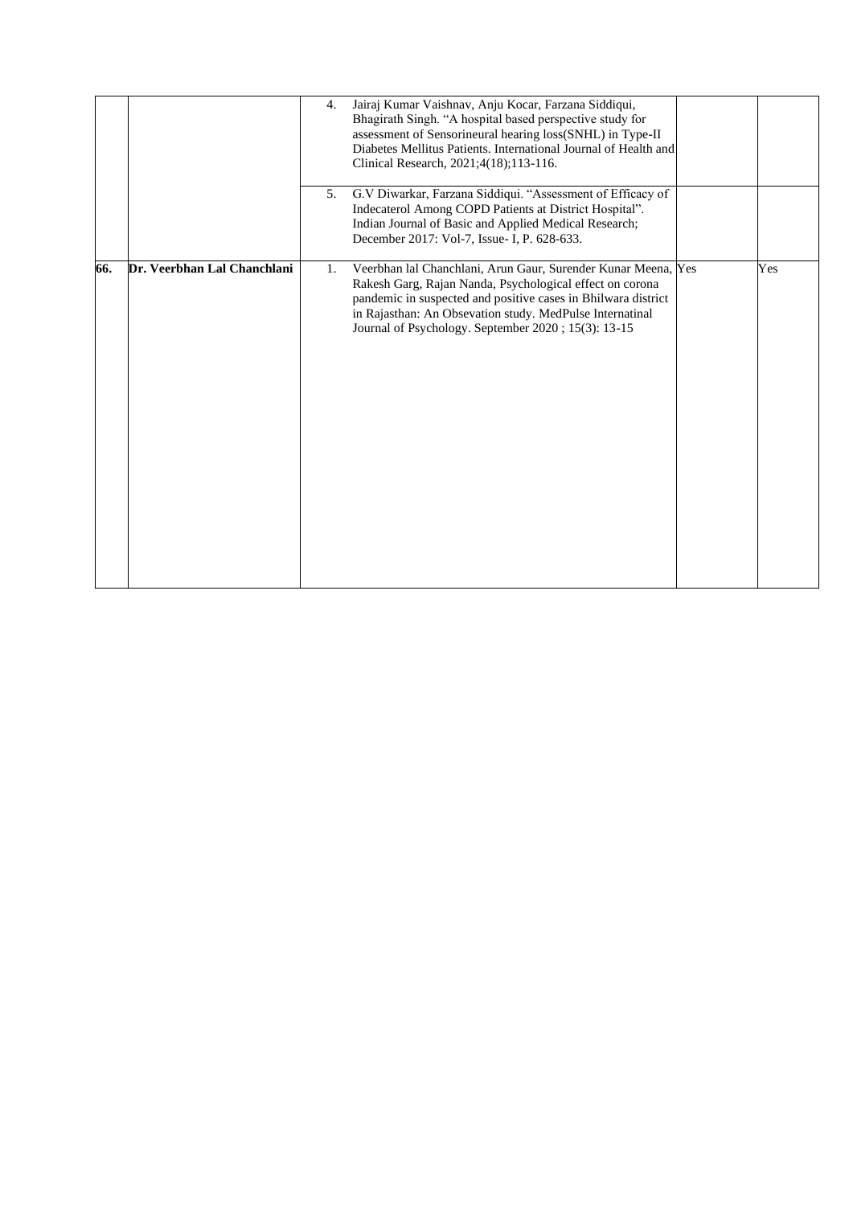| | | | | |
|---|---|---|---|---|
| | | 4. Jairaj Kumar Vaishnav, Anju Kocar, Farzana Siddiqui, Bhagirath Singh. "A hospital based perspective study for assessment of Sensorineural hearing loss(SNHL) in Type-II Diabetes Mellitus Patients. International Journal of Health and Clinical Research, 2021;4(18);113-116. | | |
| | | 5. G.V Diwarkar, Farzana Siddiqui. "Assessment of Efficacy of Indecaterol Among COPD Patients at District Hospital". Indian Journal of Basic and Applied Medical Research; December 2017: Vol-7, Issue- I, P. 628-633. | | |
| **66.** | **Dr. Veerbhan Lal Chanchlani** | 1. Veerbhan lal Chanchlani, Arun Gaur, Surender Kunar Meena, Rakesh Garg, Rajan Nanda, Psychological effect on corona pandemic in suspected and positive cases in Bhilwara district in Rajasthan: An Obsevation study. MedPulse Internatinal Journal of Psychology. September 2020 ; 15(3): 13-15 | Yes | Yes |